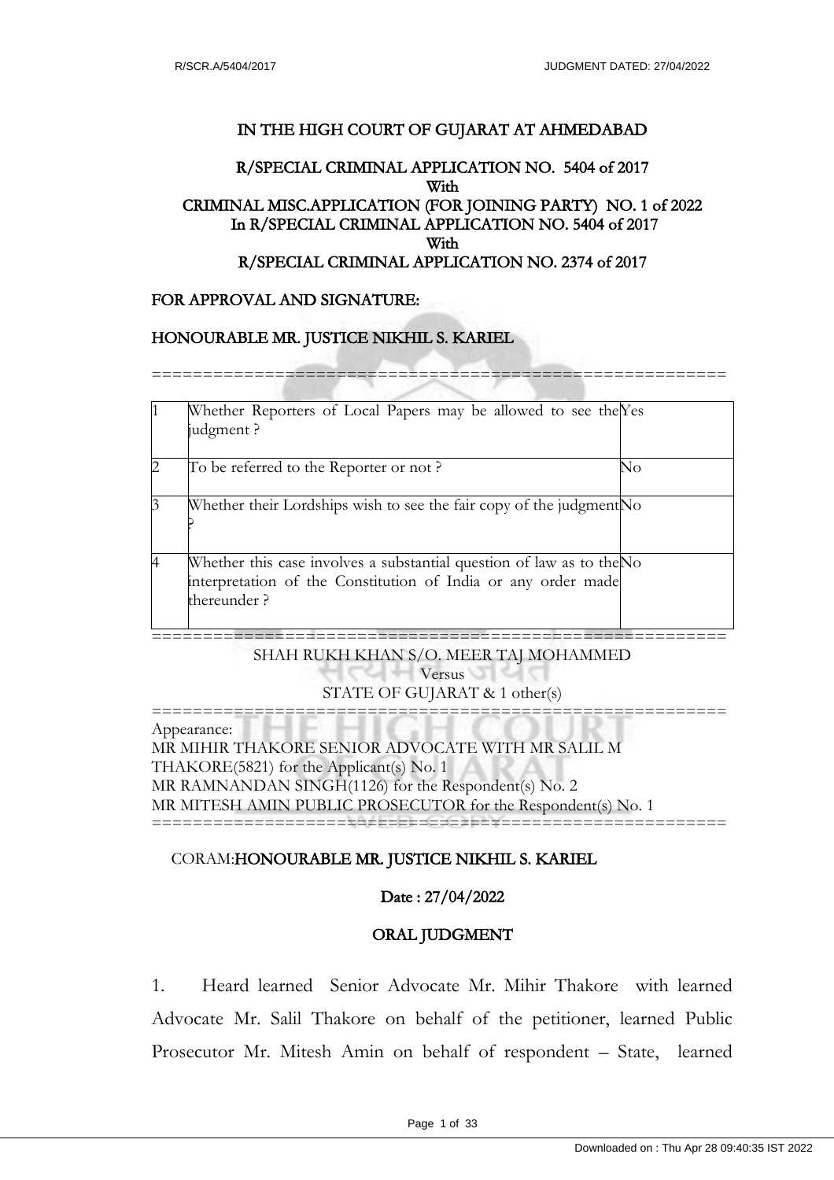# IN THE HIGH COURT OF GUJARAT AT AHMEDABAD

## R/SPECIAL CRIMINAL APPLICATION NO. 5404 of 2017
## With
## CRIMINAL MISC.APPLICATION (FOR JOINING PARTY) NO. 1 of 2022
## In R/SPECIAL CRIMINAL APPLICATION NO. 5404 of 2017
## With
## R/SPECIAL CRIMINAL APPLICATION NO. 2374 of 2017

FOR APPROVAL AND SIGNATURE:

HONOURABLE MR. JUSTICE NIKHIL S. KARIEL

==========================================================

| | | |
|---|---|---|
| 1 | Whether Reporters of Local Papers may be allowed to see the judgment ? | Yes |
| 2 | To be referred to the Reporter or not ? | No |
| 3 | Whether their Lordships wish to see the fair copy of the judgment ? | No |
| 4 | Whether this case involves a substantial question of law as to the interpretation of the Constitution of India or any order made thereunder ? | No |

==========================================================

SHAH RUKH KHAN S/O. MEER TAJ MOHAMMED
Versus
STATE OF GUJARAT & 1 other(s)

==========================================================

Appearance:
MR MIHIR THAKORE SENIOR ADVOCATE WITH MR SALIL M THAKORE(5821) for the Applicant(s) No. 1
MR RAMNANDAN SINGH(1126) for the Respondent(s) No. 2
MR MITESH AMIN PUBLIC PROSECUTOR for the Respondent(s) No. 1

==========================================================

CORAM: HONOURABLE MR. JUSTICE NIKHIL S. KARIEL

Date : 27/04/2022

ORAL JUDGMENT

1. Heard learned Senior Advocate Mr. Mihir Thakore with learned Advocate Mr. Salil Thakore on behalf of the petitioner, learned Public Prosecutor Mr. Mitesh Amin on behalf of respondent – State, learned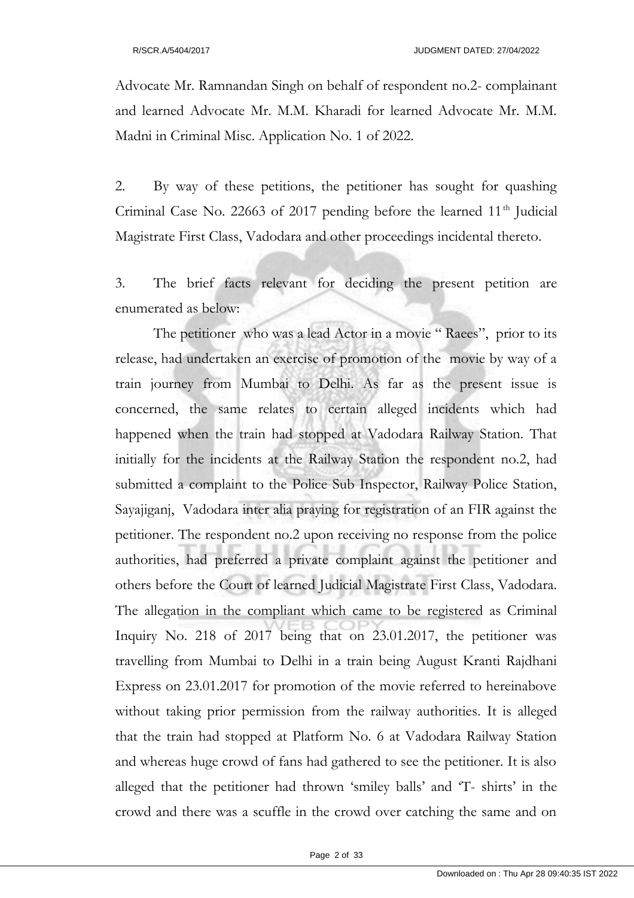Advocate Mr. Ramnandan Singh on behalf of respondent no.2- complainant and learned Advocate Mr. M.M. Kharadi for learned Advocate Mr. M.M. Madni in Criminal Misc. Application No. 1 of 2022.

2. By way of these petitions, the petitioner has sought for quashing Criminal Case No. 22663 of 2017 pending before the learned 11th Judicial Magistrate First Class, Vadodara and other proceedings incidental thereto.

3. The brief facts relevant for deciding the present petition are enumerated as below:

The petitioner who was a lead Actor in a movie " Raees", prior to its release, had undertaken an exercise of promotion of the movie by way of a train journey from Mumbai to Delhi. As far as the present issue is concerned, the same relates to certain alleged incidents which had happened when the train had stopped at Vadodara Railway Station. That initially for the incidents at the Railway Station the respondent no.2, had submitted a complaint to the Police Sub Inspector, Railway Police Station, Sayajiganj, Vadodara inter alia praying for registration of an FIR against the petitioner. The respondent no.2 upon receiving no response from the police authorities, had preferred a private complaint against the petitioner and others before the Court of learned Judicial Magistrate First Class, Vadodara. The allegation in the compliant which came to be registered as Criminal Inquiry No. 218 of 2017 being that on 23.01.2017, the petitioner was travelling from Mumbai to Delhi in a train being August Kranti Rajdhani Express on 23.01.2017 for promotion of the movie referred to hereinabove without taking prior permission from the railway authorities. It is alleged that the train had stopped at Platform No. 6 at Vadodara Railway Station and whereas huge crowd of fans had gathered to see the petitioner. It is also alleged that the petitioner had thrown 'smiley balls' and 'T- shirts' in the crowd and there was a scuffle in the crowd over catching the same and on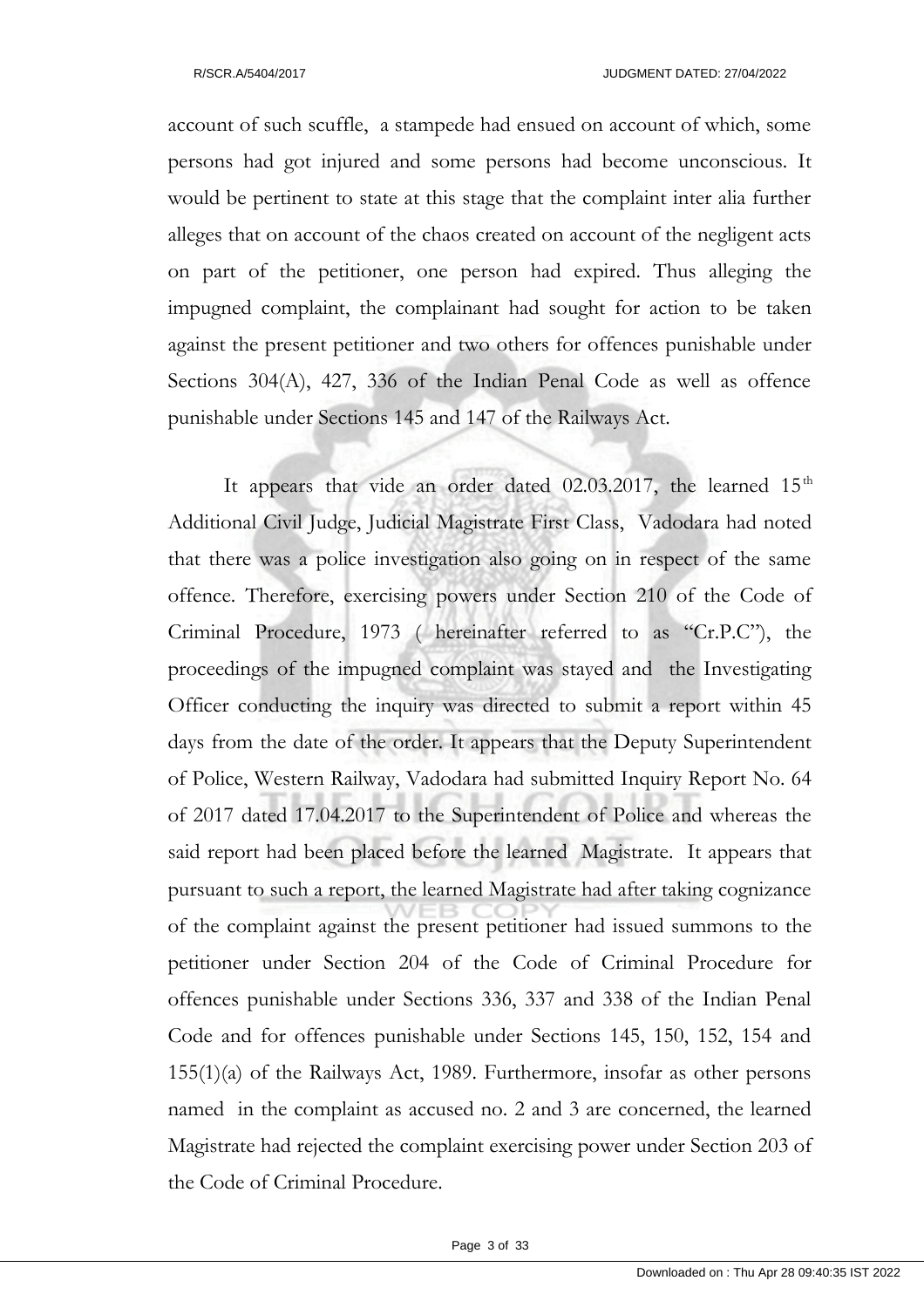account of such scuffle, a stampede had ensued on account of which, some persons had got injured and some persons had become unconscious. It would be pertinent to state at this stage that the complaint inter alia further alleges that on account of the chaos created on account of the negligent acts on part of the petitioner, one person had expired. Thus alleging the impugned complaint, the complainant had sought for action to be taken against the present petitioner and two others for offences punishable under Sections 304(A), 427, 336 of the Indian Penal Code as well as offence punishable under Sections 145 and 147 of the Railways Act.

It appears that vide an order dated 02.03.2017, the learned 15th Additional Civil Judge, Judicial Magistrate First Class, Vadodara had noted that there was a police investigation also going on in respect of the same offence. Therefore, exercising powers under Section 210 of the Code of Criminal Procedure, 1973 ( hereinafter referred to as "Cr.P.C"), the proceedings of the impugned complaint was stayed and the Investigating Officer conducting the inquiry was directed to submit a report within 45 days from the date of the order. It appears that the Deputy Superintendent of Police, Western Railway, Vadodara had submitted Inquiry Report No. 64 of 2017 dated 17.04.2017 to the Superintendent of Police and whereas the said report had been placed before the learned Magistrate. It appears that pursuant to such a report, the learned Magistrate had after taking cognizance of the complaint against the present petitioner had issued summons to the petitioner under Section 204 of the Code of Criminal Procedure for offences punishable under Sections 336, 337 and 338 of the Indian Penal Code and for offences punishable under Sections 145, 150, 152, 154 and 155(1)(a) of the Railways Act, 1989. Furthermore, insofar as other persons named in the complaint as accused no. 2 and 3 are concerned, the learned Magistrate had rejected the complaint exercising power under Section 203 of the Code of Criminal Procedure.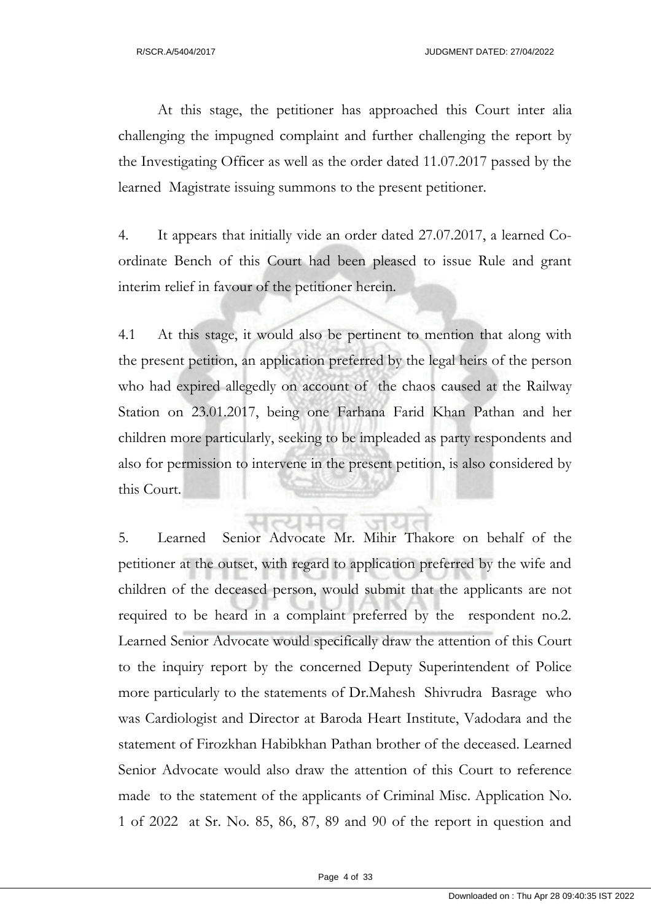At this stage, the petitioner has approached this Court inter alia challenging the impugned complaint and further challenging the report by the Investigating Officer as well as the order dated 11.07.2017 passed by the learned Magistrate issuing summons to the present petitioner.

4. It appears that initially vide an order dated 27.07.2017, a learned Co-ordinate Bench of this Court had been pleased to issue Rule and grant interim relief in favour of the petitioner herein.

4.1 At this stage, it would also be pertinent to mention that along with the present petition, an application preferred by the legal heirs of the person who had expired allegedly on account of the chaos caused at the Railway Station on 23.01.2017, being one Farhana Farid Khan Pathan and her children more particularly, seeking to be impleaded as party respondents and also for permission to intervene in the present petition, is also considered by this Court.

5. Learned Senior Advocate Mr. Mihir Thakore on behalf of the petitioner at the outset, with regard to application preferred by the wife and children of the deceased person, would submit that the applicants are not required to be heard in a complaint preferred by the respondent no.2. Learned Senior Advocate would specifically draw the attention of this Court to the inquiry report by the concerned Deputy Superintendent of Police more particularly to the statements of Dr.Mahesh Shivrudra Basrage who was Cardiologist and Director at Baroda Heart Institute, Vadodara and the statement of Firozkhan Habibkhan Pathan brother of the deceased. Learned Senior Advocate would also draw the attention of this Court to reference made to the statement of the applicants of Criminal Misc. Application No. 1 of 2022 at Sr. No. 85, 86, 87, 89 and 90 of the report in question and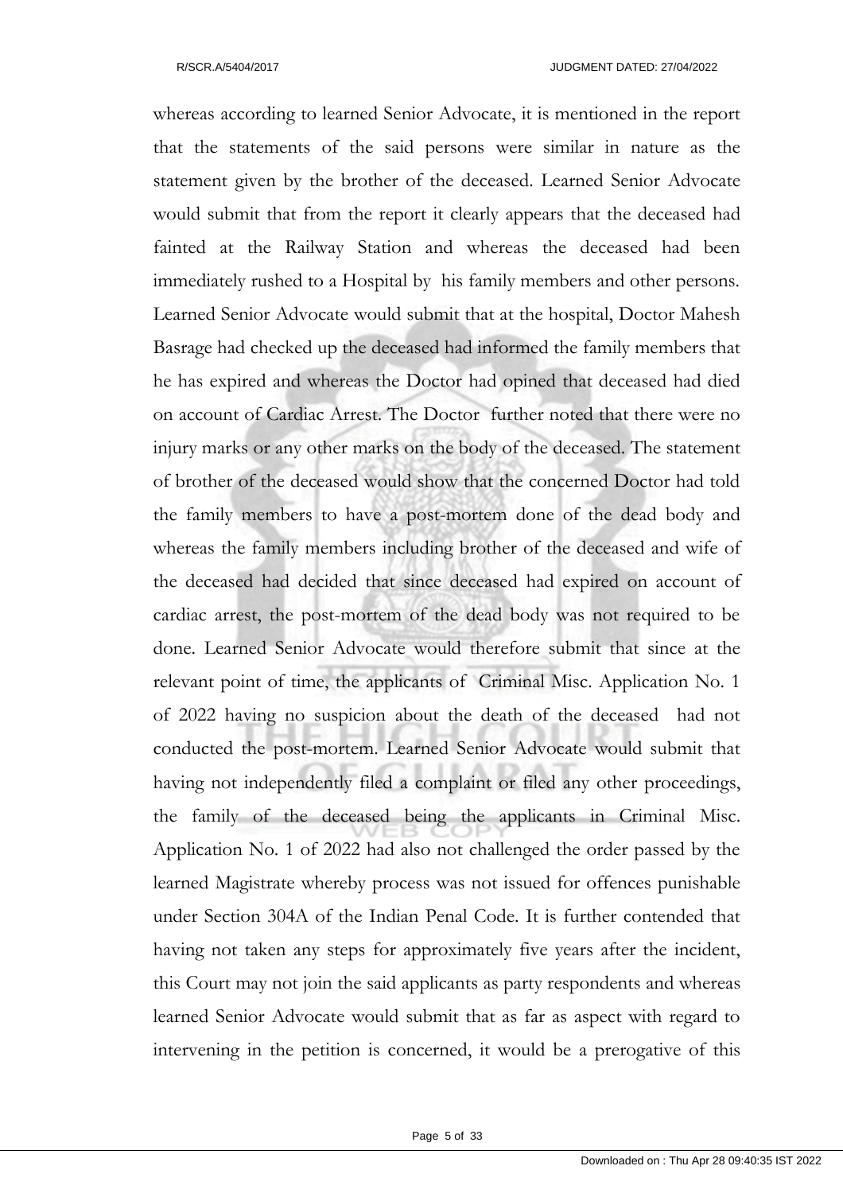whereas according to learned Senior Advocate, it is mentioned in the report that the statements of the said persons were similar in nature as the statement given by the brother of the deceased. Learned Senior Advocate would submit that from the report it clearly appears that the deceased had fainted at the Railway Station and whereas the deceased had been immediately rushed to a Hospital by his family members and other persons. Learned Senior Advocate would submit that at the hospital, Doctor Mahesh Basrage had checked up the deceased had informed the family members that he has expired and whereas the Doctor had opined that deceased had died on account of Cardiac Arrest. The Doctor further noted that there were no injury marks or any other marks on the body of the deceased. The statement of brother of the deceased would show that the concerned Doctor had told the family members to have a post-mortem done of the dead body and whereas the family members including brother of the deceased and wife of the deceased had decided that since deceased had expired on account of cardiac arrest, the post-mortem of the dead body was not required to be done. Learned Senior Advocate would therefore submit that since at the relevant point of time, the applicants of Criminal Misc. Application No. 1 of 2022 having no suspicion about the death of the deceased had not conducted the post-mortem. Learned Senior Advocate would submit that having not independently filed a complaint or filed any other proceedings, the family of the deceased being the applicants in Criminal Misc. Application No. 1 of 2022 had also not challenged the order passed by the learned Magistrate whereby process was not issued for offences punishable under Section 304A of the Indian Penal Code. It is further contended that having not taken any steps for approximately five years after the incident, this Court may not join the said applicants as party respondents and whereas learned Senior Advocate would submit that as far as aspect with regard to intervening in the petition is concerned, it would be a prerogative of this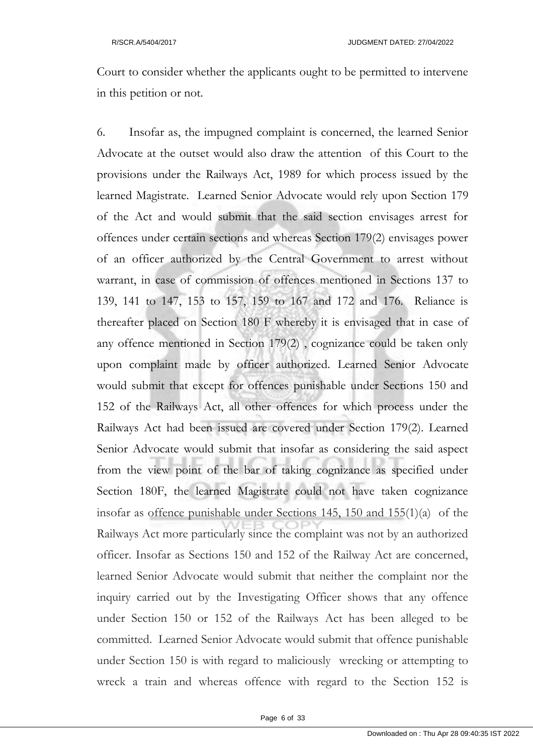Court to consider whether the applicants ought to be permitted to intervene in this petition or not.

6. Insofar as, the impugned complaint is concerned, the learned Senior Advocate at the outset would also draw the attention of this Court to the provisions under the Railways Act, 1989 for which process issued by the learned Magistrate. Learned Senior Advocate would rely upon Section 179 of the Act and would submit that the said section envisages arrest for offences under certain sections and whereas Section 179(2) envisages power of an officer authorized by the Central Government to arrest without warrant, in case of commission of offences mentioned in Sections 137 to 139, 141 to 147, 153 to 157, 159 to 167 and 172 and 176. Reliance is thereafter placed on Section 180 F whereby it is envisaged that in case of any offence mentioned in Section 179(2) , cognizance could be taken only upon complaint made by officer authorized. Learned Senior Advocate would submit that except for offences punishable under Sections 150 and 152 of the Railways Act, all other offences for which process under the Railways Act had been issued are covered under Section 179(2). Learned Senior Advocate would submit that insofar as considering the said aspect from the view point of the bar of taking cognizance as specified under Section 180F, the learned Magistrate could not have taken cognizance insofar as offence punishable under Sections 145, 150 and 155(1)(a) of the Railways Act more particularly since the complaint was not by an authorized officer. Insofar as Sections 150 and 152 of the Railway Act are concerned, learned Senior Advocate would submit that neither the complaint nor the inquiry carried out by the Investigating Officer shows that any offence under Section 150 or 152 of the Railways Act has been alleged to be committed. Learned Senior Advocate would submit that offence punishable under Section 150 is with regard to maliciously wrecking or attempting to wreck a train and whereas offence with regard to the Section 152 is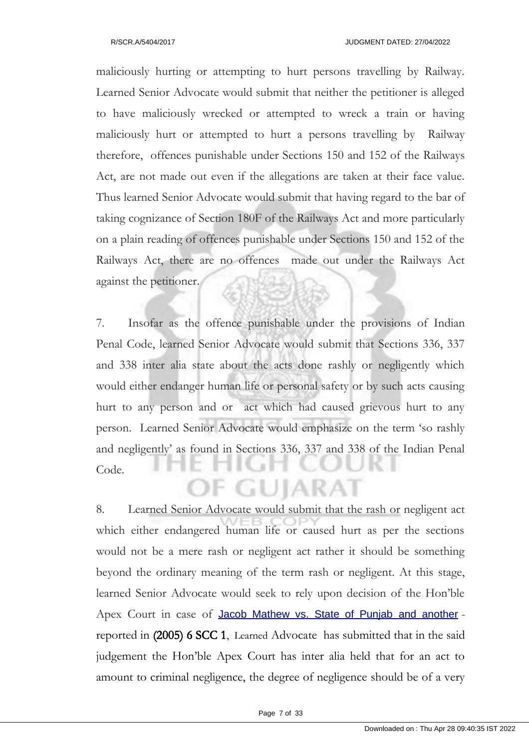maliciously hurting or attempting to hurt persons travelling by Railway. Learned Senior Advocate would submit that neither the petitioner is alleged to have maliciously wrecked or attempted to wreck a train or having maliciously hurt or attempted to hurt a persons travelling by Railway therefore, offences punishable under Sections 150 and 152 of the Railways Act, are not made out even if the allegations are taken at their face value. Thus learned Senior Advocate would submit that having regard to the bar of taking cognizance of Section 180F of the Railways Act and more particularly on a plain reading of offences punishable under Sections 150 and 152 of the Railways Act, there are no offences made out under the Railways Act against the petitioner.

7. Insofar as the offence punishable under the provisions of Indian Penal Code, learned Senior Advocate would submit that Sections 336, 337 and 338 inter alia state about the acts done rashly or negligently which would either endanger human life or personal safety or by such acts causing hurt to any person and or act which had caused grievous hurt to any person. Learned Senior Advocate would emphasize on the term 'so rashly and negligently' as found in Sections 336, 337 and 338 of the Indian Penal Code.

8. Learned Senior Advocate would submit that the rash or negligent act which either endangered human life or caused hurt as per the sections would not be a mere rash or negligent act rather it should be something beyond the ordinary meaning of the term rash or negligent. At this stage, learned Senior Advocate would seek to rely upon decision of the Hon'ble Apex Court in case of Jacob Mathew vs. State of Punjab and another - reported in **(2005) 6 SCC 1**, Learned Advocate has submitted that in the said judgement the Hon'ble Apex Court has inter alia held that for an act to amount to criminal negligence, the degree of negligence should be of a very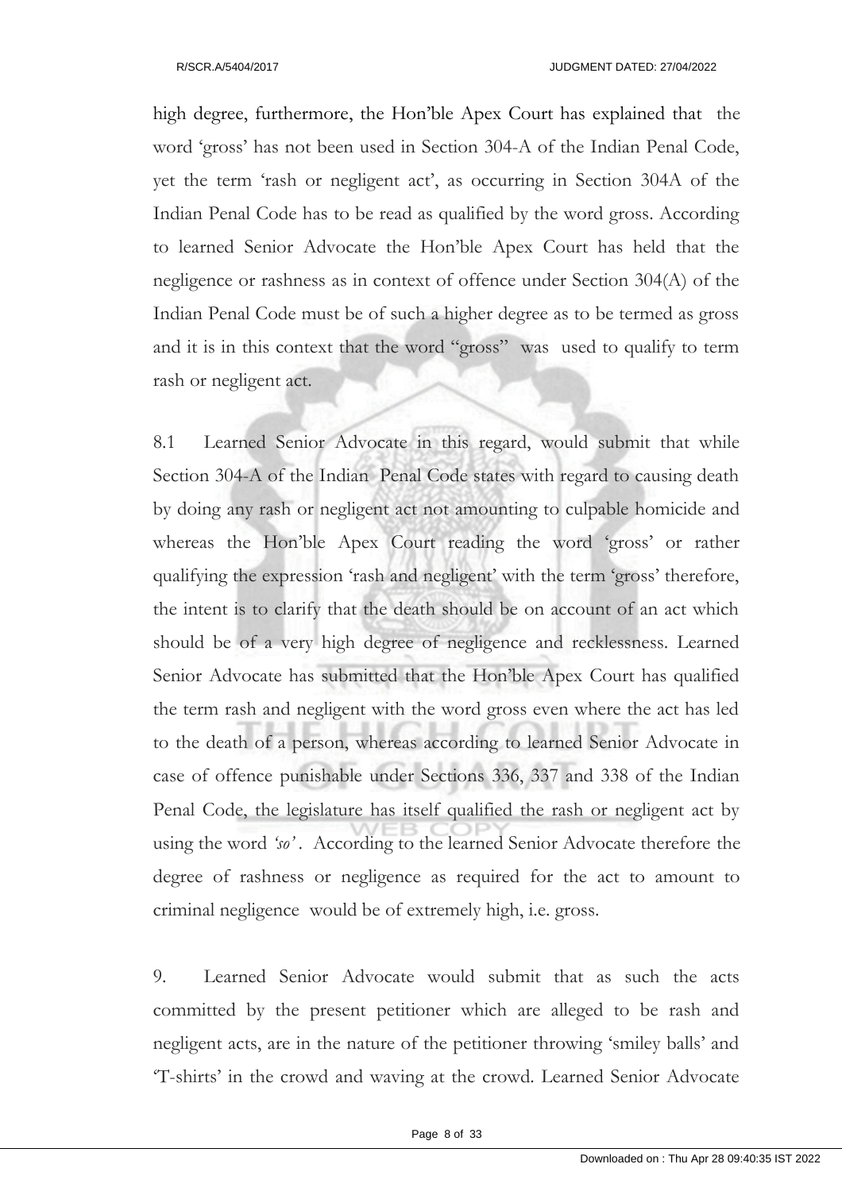high degree, furthermore, the Hon'ble Apex Court has explained that the word 'gross' has not been used in Section 304-A of the Indian Penal Code, yet the term 'rash or negligent act', as occurring in Section 304A of the Indian Penal Code has to be read as qualified by the word gross. According to learned Senior Advocate the Hon'ble Apex Court has held that the negligence or rashness as in context of offence under Section 304(A) of the Indian Penal Code must be of such a higher degree as to be termed as gross and it is in this context that the word "gross" was used to qualify to term rash or negligent act.

8.1 Learned Senior Advocate in this regard, would submit that while Section 304-A of the Indian Penal Code states with regard to causing death by doing any rash or negligent act not amounting to culpable homicide and whereas the Hon'ble Apex Court reading the word 'gross' or rather qualifying the expression 'rash and negligent' with the term 'gross' therefore, the intent is to clarify that the death should be on account of an act which should be of a very high degree of negligence and recklessness. Learned Senior Advocate has submitted that the Hon'ble Apex Court has qualified the term rash and negligent with the word gross even where the act has led to the death of a person, whereas according to learned Senior Advocate in case of offence punishable under Sections 336, 337 and 338 of the Indian Penal Code, the legislature has itself qualified the rash or negligent act by using the word *'so'*. According to the learned Senior Advocate therefore the degree of rashness or negligence as required for the act to amount to criminal negligence would be of extremely high, i.e. gross.

9. Learned Senior Advocate would submit that as such the acts committed by the present petitioner which are alleged to be rash and negligent acts, are in the nature of the petitioner throwing 'smiley balls' and 'T-shirts' in the crowd and waving at the crowd. Learned Senior Advocate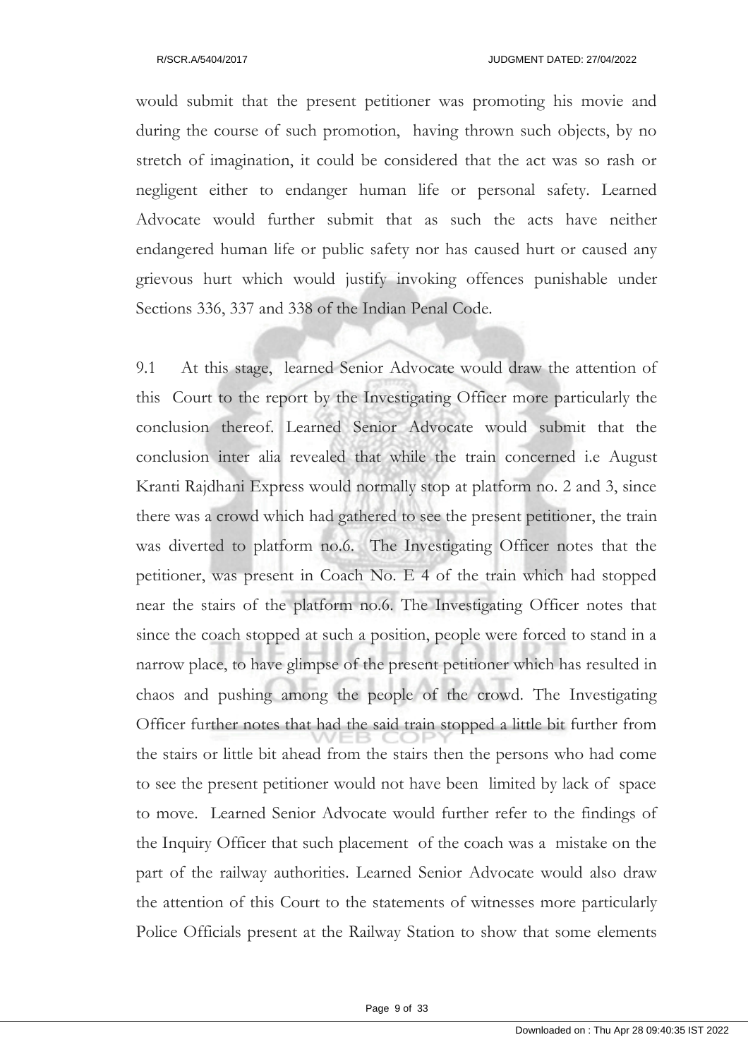would submit that the present petitioner was promoting his movie and during the course of such promotion, having thrown such objects, by no stretch of imagination, it could be considered that the act was so rash or negligent either to endanger human life or personal safety. Learned Advocate would further submit that as such the acts have neither endangered human life or public safety nor has caused hurt or caused any grievous hurt which would justify invoking offences punishable under Sections 336, 337 and 338 of the Indian Penal Code.

9.1 At this stage, learned Senior Advocate would draw the attention of this Court to the report by the Investigating Officer more particularly the conclusion thereof. Learned Senior Advocate would submit that the conclusion inter alia revealed that while the train concerned i.e August Kranti Rajdhani Express would normally stop at platform no. 2 and 3, since there was a crowd which had gathered to see the present petitioner, the train was diverted to platform no.6. The Investigating Officer notes that the petitioner, was present in Coach No. E 4 of the train which had stopped near the stairs of the platform no.6. The Investigating Officer notes that since the coach stopped at such a position, people were forced to stand in a narrow place, to have glimpse of the present petitioner which has resulted in chaos and pushing among the people of the crowd. The Investigating Officer further notes that had the said train stopped a little bit further from the stairs or little bit ahead from the stairs then the persons who had come to see the present petitioner would not have been limited by lack of space to move. Learned Senior Advocate would further refer to the findings of the Inquiry Officer that such placement of the coach was a mistake on the part of the railway authorities. Learned Senior Advocate would also draw the attention of this Court to the statements of witnesses more particularly Police Officials present at the Railway Station to show that some elements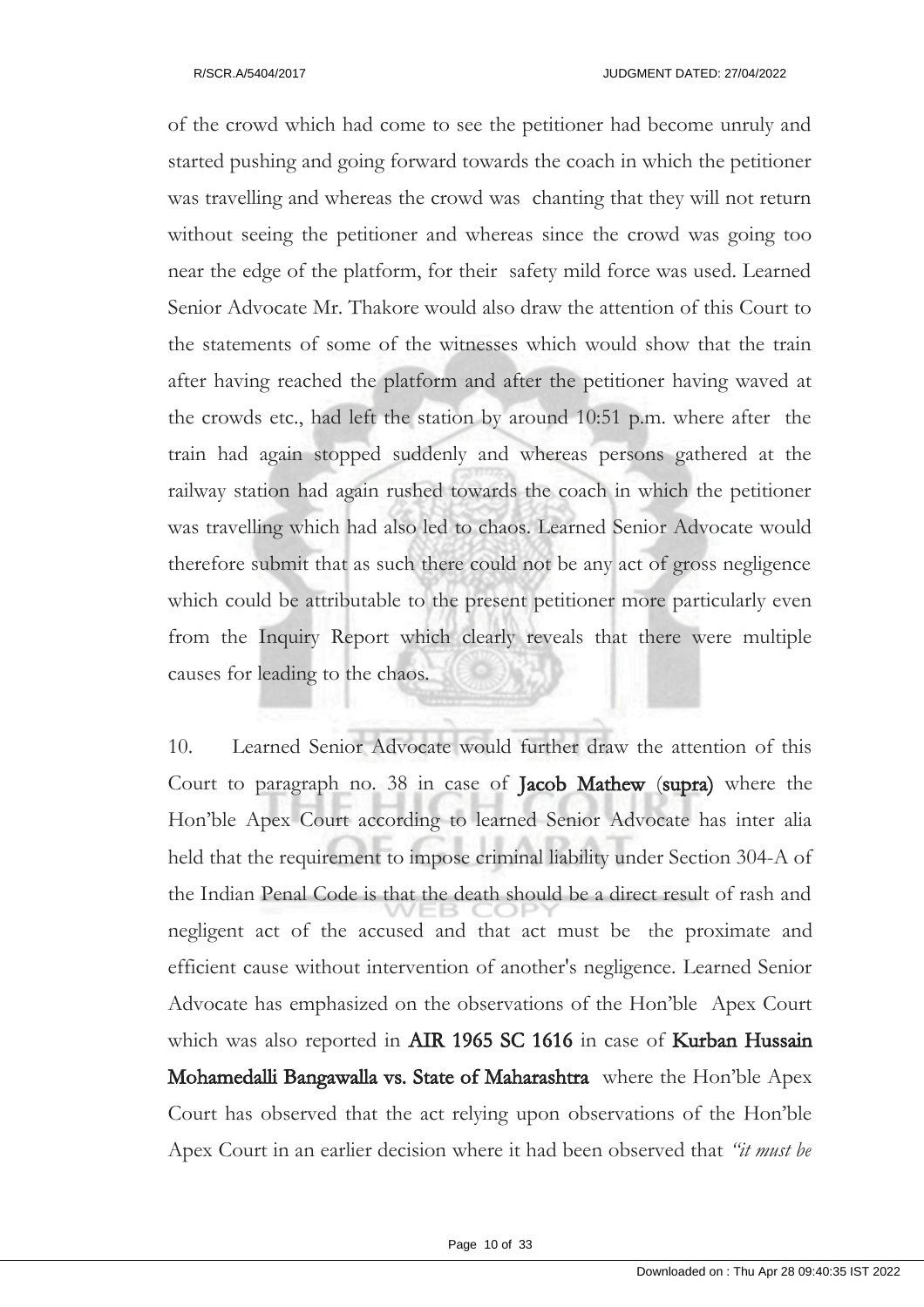of the crowd which had come to see the petitioner had become unruly and started pushing and going forward towards the coach in which the petitioner was travelling and whereas the crowd was chanting that they will not return without seeing the petitioner and whereas since the crowd was going too near the edge of the platform, for their safety mild force was used. Learned Senior Advocate Mr. Thakore would also draw the attention of this Court to the statements of some of the witnesses which would show that the train after having reached the platform and after the petitioner having waved at the crowds etc., had left the station by around 10:51 p.m. where after the train had again stopped suddenly and whereas persons gathered at the railway station had again rushed towards the coach in which the petitioner was travelling which had also led to chaos. Learned Senior Advocate would therefore submit that as such there could not be any act of gross negligence which could be attributable to the present petitioner more particularly even from the Inquiry Report which clearly reveals that there were multiple causes for leading to the chaos.

10. Learned Senior Advocate would further draw the attention of this Court to paragraph no. 38 in case of **Jacob Mathew** (**supra**) where the Hon'ble Apex Court according to learned Senior Advocate has inter alia held that the requirement to impose criminal liability under Section 304-A of the Indian Penal Code is that the death should be a direct result of rash and negligent act of the accused and that act must be the proximate and efficient cause without intervention of another's negligence. Learned Senior Advocate has emphasized on the observations of the Hon'ble Apex Court which was also reported in **AIR 1965 SC 1616** in case of **Kurban Hussain Mohamedalli Bangawalla vs. State of Maharashtra** where the Hon'ble Apex Court has observed that the act relying upon observations of the Hon'ble Apex Court in an earlier decision where it had been observed that *"it must be*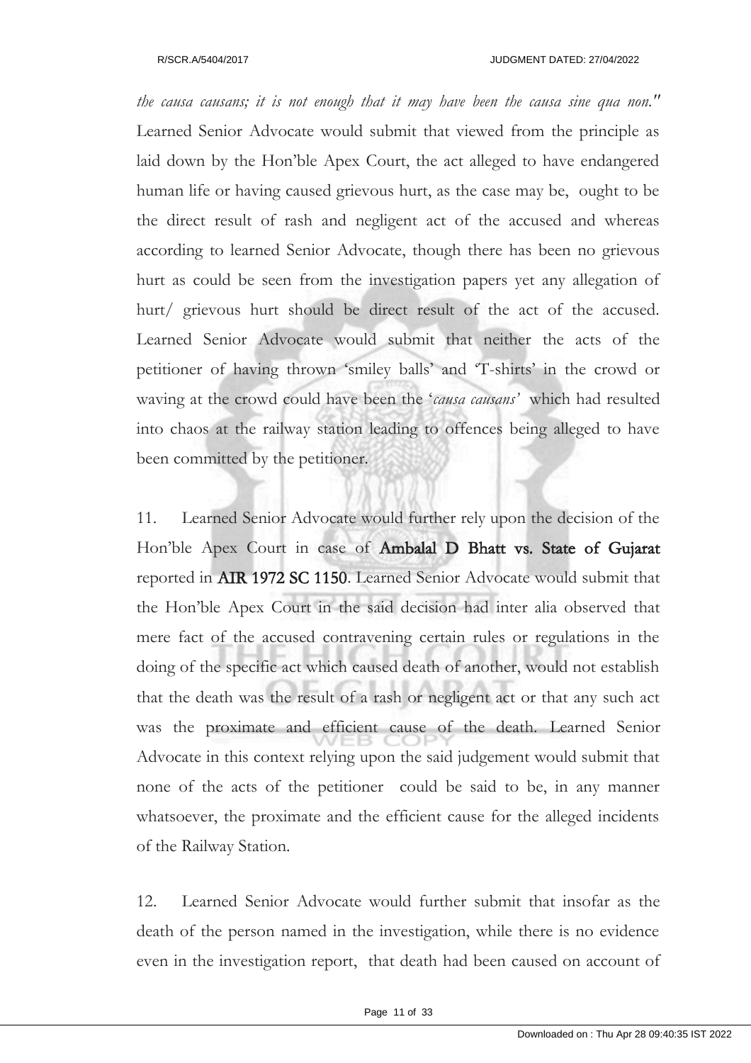*the causa causans; it is not enough that it may have been the causa sine qua non."* Learned Senior Advocate would submit that viewed from the principle as laid down by the Hon'ble Apex Court, the act alleged to have endangered human life or having caused grievous hurt, as the case may be, ought to be the direct result of rash and negligent act of the accused and whereas according to learned Senior Advocate, though there has been no grievous hurt as could be seen from the investigation papers yet any allegation of hurt/ grievous hurt should be direct result of the act of the accused. Learned Senior Advocate would submit that neither the acts of the petitioner of having thrown 'smiley balls' and 'T-shirts' in the crowd or waving at the crowd could have been the '*causa causans*' which had resulted into chaos at the railway station leading to offences being alleged to have been committed by the petitioner.

11. Learned Senior Advocate would further rely upon the decision of the Hon'ble Apex Court in case of **Ambalal D Bhatt vs. State of Gujarat** reported in **AIR 1972 SC 1150**. Learned Senior Advocate would submit that the Hon'ble Apex Court in the said decision had inter alia observed that mere fact of the accused contravening certain rules or regulations in the doing of the specific act which caused death of another, would not establish that the death was the result of a rash or negligent act or that any such act was the proximate and efficient cause of the death. Learned Senior Advocate in this context relying upon the said judgement would submit that none of the acts of the petitioner could be said to be, in any manner whatsoever, the proximate and the efficient cause for the alleged incidents of the Railway Station.

12. Learned Senior Advocate would further submit that insofar as the death of the person named in the investigation, while there is no evidence even in the investigation report, that death had been caused on account of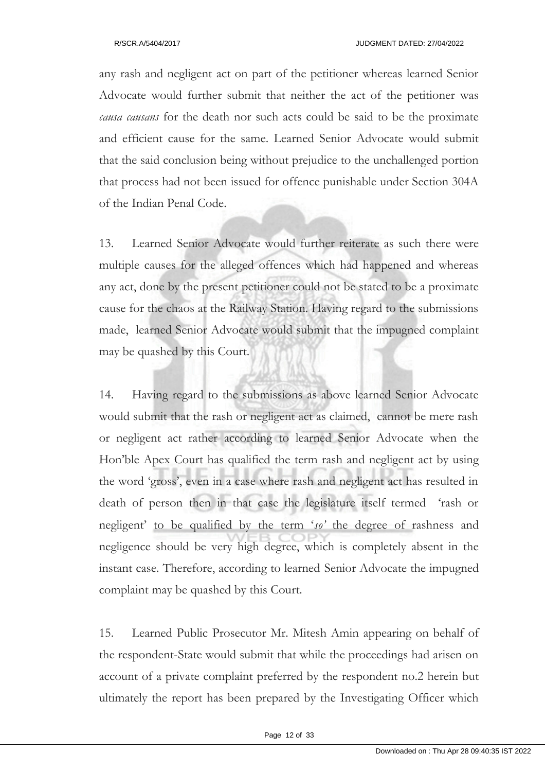any rash and negligent act on part of the petitioner whereas learned Senior Advocate would further submit that neither the act of the petitioner was *causa causans* for the death nor such acts could be said to be the proximate and efficient cause for the same. Learned Senior Advocate would submit that the said conclusion being without prejudice to the unchallenged portion that process had not been issued for offence punishable under Section 304A of the Indian Penal Code.

13. Learned Senior Advocate would further reiterate as such there were multiple causes for the alleged offences which had happened and whereas any act, done by the present petitioner could not be stated to be a proximate cause for the chaos at the Railway Station. Having regard to the submissions made, learned Senior Advocate would submit that the impugned complaint may be quashed by this Court.

14. Having regard to the submissions as above learned Senior Advocate would submit that the rash or negligent act as claimed, cannot be mere rash or negligent act rather according to learned Senior Advocate when the Hon'ble Apex Court has qualified the term rash and negligent act by using the word 'gross', even in a case where rash and negligent act has resulted in death of person then in that case the legislature itself termed 'rash or negligent' to be qualified by the term '*so'* the degree of rashness and negligence should be very high degree, which is completely absent in the instant case. Therefore, according to learned Senior Advocate the impugned complaint may be quashed by this Court.

15. Learned Public Prosecutor Mr. Mitesh Amin appearing on behalf of the respondent-State would submit that while the proceedings had arisen on account of a private complaint preferred by the respondent no.2 herein but ultimately the report has been prepared by the Investigating Officer which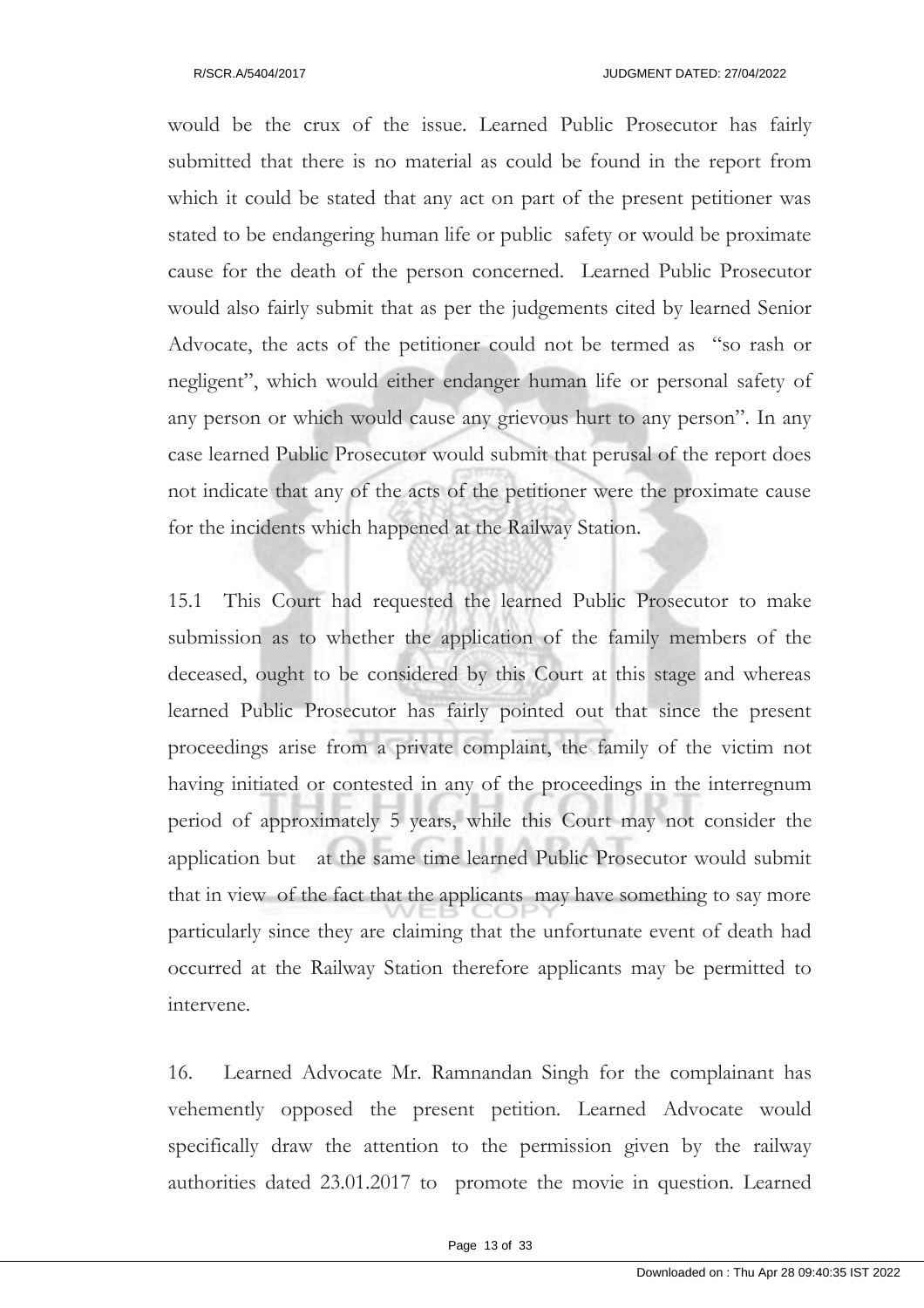would be the crux of the issue. Learned Public Prosecutor has fairly submitted that there is no material as could be found in the report from which it could be stated that any act on part of the present petitioner was stated to be endangering human life or public safety or would be proximate cause for the death of the person concerned. Learned Public Prosecutor would also fairly submit that as per the judgements cited by learned Senior Advocate, the acts of the petitioner could not be termed as "so rash or negligent", which would either endanger human life or personal safety of any person or which would cause any grievous hurt to any person". In any case learned Public Prosecutor would submit that perusal of the report does not indicate that any of the acts of the petitioner were the proximate cause for the incidents which happened at the Railway Station.

15.1 This Court had requested the learned Public Prosecutor to make submission as to whether the application of the family members of the deceased, ought to be considered by this Court at this stage and whereas learned Public Prosecutor has fairly pointed out that since the present proceedings arise from a private complaint, the family of the victim not having initiated or contested in any of the proceedings in the interregnum period of approximately 5 years, while this Court may not consider the application but at the same time learned Public Prosecutor would submit that in view of the fact that the applicants may have something to say more particularly since they are claiming that the unfortunate event of death had occurred at the Railway Station therefore applicants may be permitted to intervene.

16. Learned Advocate Mr. Ramnandan Singh for the complainant has vehemently opposed the present petition. Learned Advocate would specifically draw the attention to the permission given by the railway authorities dated 23.01.2017 to promote the movie in question. Learned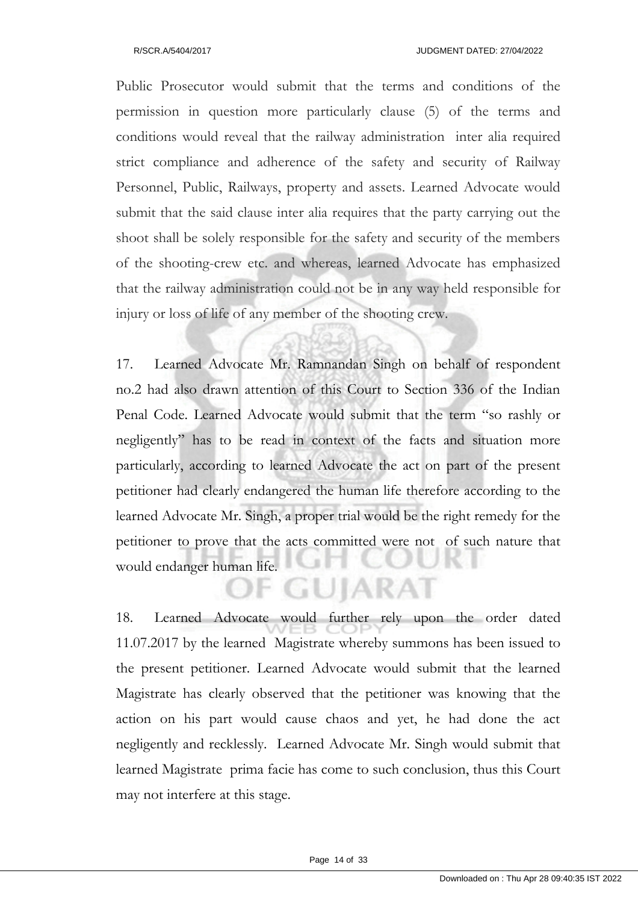Public Prosecutor would submit that the terms and conditions of the permission in question more particularly clause (5) of the terms and conditions would reveal that the railway administration inter alia required strict compliance and adherence of the safety and security of Railway Personnel, Public, Railways, property and assets. Learned Advocate would submit that the said clause inter alia requires that the party carrying out the shoot shall be solely responsible for the safety and security of the members of the shooting-crew etc. and whereas, learned Advocate has emphasized that the railway administration could not be in any way held responsible for injury or loss of life of any member of the shooting crew.

17. Learned Advocate Mr. Ramnandan Singh on behalf of respondent no.2 had also drawn attention of this Court to Section 336 of the Indian Penal Code. Learned Advocate would submit that the term "so rashly or negligently" has to be read in context of the facts and situation more particularly, according to learned Advocate the act on part of the present petitioner had clearly endangered the human life therefore according to the learned Advocate Mr. Singh, a proper trial would be the right remedy for the petitioner to prove that the acts committed were not of such nature that would endanger human life.

18. Learned Advocate would further rely upon the order dated 11.07.2017 by the learned Magistrate whereby summons has been issued to the present petitioner. Learned Advocate would submit that the learned Magistrate has clearly observed that the petitioner was knowing that the action on his part would cause chaos and yet, he had done the act negligently and recklessly. Learned Advocate Mr. Singh would submit that learned Magistrate prima facie has come to such conclusion, thus this Court may not interfere at this stage.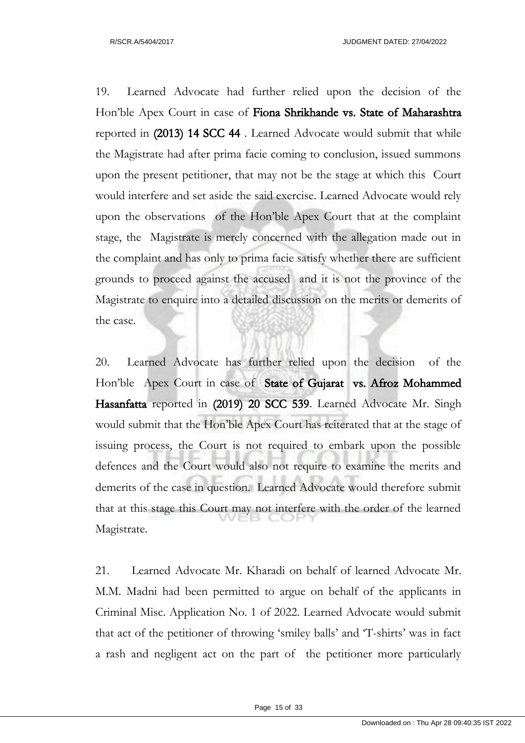19. Learned Advocate had further relied upon the decision of the Hon'ble Apex Court in case of **Fiona Shrikhande vs. State of Maharashtra** reported in **(2013) 14 SCC 44** . Learned Advocate would submit that while the Magistrate had after prima facie coming to conclusion, issued summons upon the present petitioner, that may not be the stage at which this Court would interfere and set aside the said exercise. Learned Advocate would rely upon the observations of the Hon'ble Apex Court that at the complaint stage, the Magistrate is merely concerned with the allegation made out in the complaint and has only to prima facie satisfy whether there are sufficient grounds to proceed against the accused and it is not the province of the Magistrate to enquire into a detailed discussion on the merits or demerits of the case.

20. Learned Advocate has further relied upon the decision of the Hon'ble Apex Court in case of **State of Gujarat vs. Afroz Mohammed Hasanfatta** reported in **(2019) 20 SCC 539**. Learned Advocate Mr. Singh would submit that the Hon'ble Apex Court has reiterated that at the stage of issuing process, the Court is not required to embark upon the possible defences and the Court would also not require to examine the merits and demerits of the case in question. Learned Advocate would therefore submit that at this stage this Court may not interfere with the order of the learned Magistrate.

21. Learned Advocate Mr. Kharadi on behalf of learned Advocate Mr. M.M. Madni had been permitted to argue on behalf of the applicants in Criminal Misc. Application No. 1 of 2022. Learned Advocate would submit that act of the petitioner of throwing 'smiley balls' and 'T-shirts' was in fact a rash and negligent act on the part of the petitioner more particularly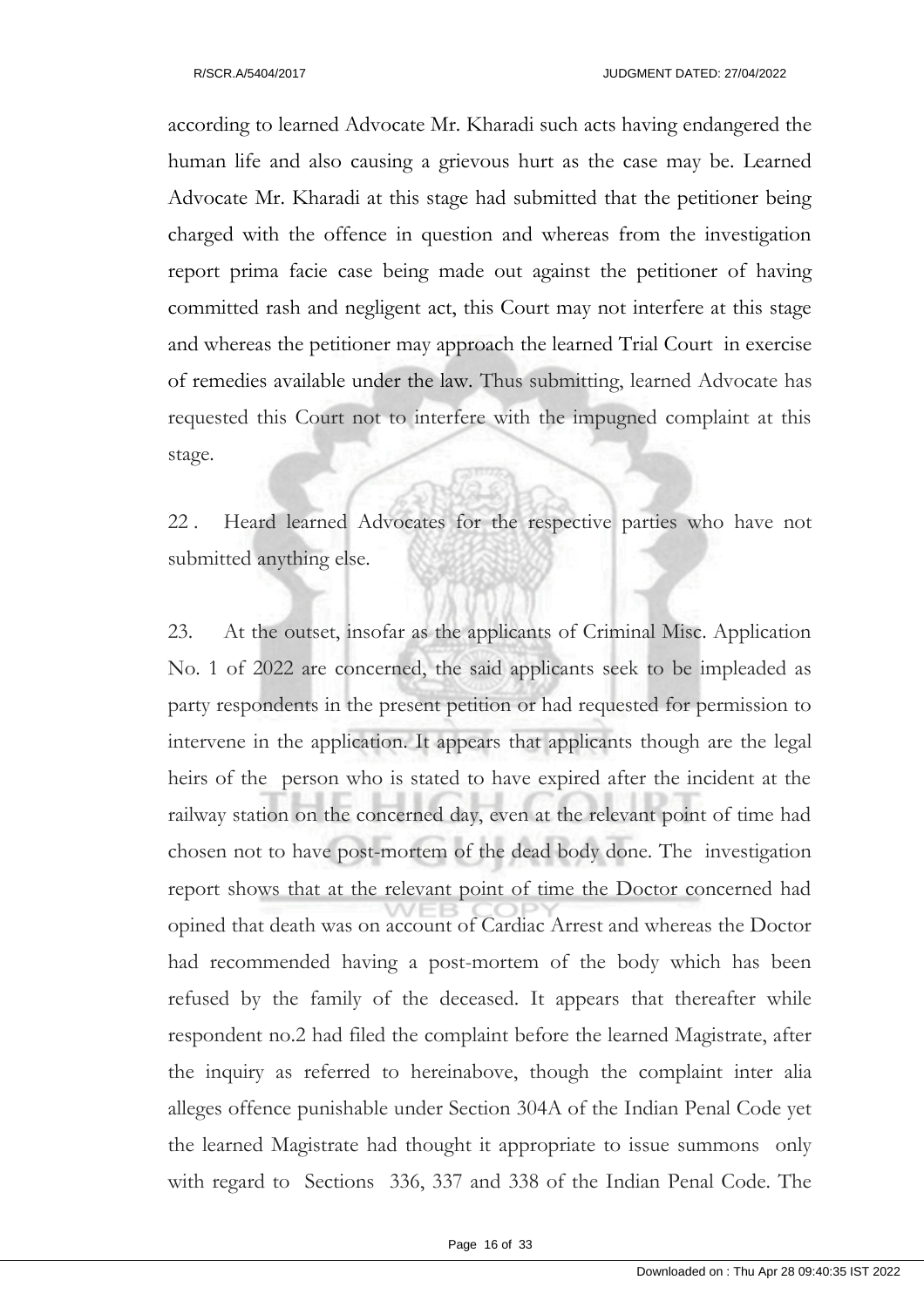according to learned Advocate Mr. Kharadi such acts having endangered the human life and also causing a grievous hurt as the case may be. Learned Advocate Mr. Kharadi at this stage had submitted that the petitioner being charged with the offence in question and whereas from the investigation report prima facie case being made out against the petitioner of having committed rash and negligent act, this Court may not interfere at this stage and whereas the petitioner may approach the learned Trial Court in exercise of remedies available under the law. Thus submitting, learned Advocate has requested this Court not to interfere with the impugned complaint at this stage.

22 . Heard learned Advocates for the respective parties who have not submitted anything else.

23. At the outset, insofar as the applicants of Criminal Misc. Application No. 1 of 2022 are concerned, the said applicants seek to be impleaded as party respondents in the present petition or had requested for permission to intervene in the application. It appears that applicants though are the legal heirs of the person who is stated to have expired after the incident at the railway station on the concerned day, even at the relevant point of time had chosen not to have post-mortem of the dead body done. The investigation report shows that at the relevant point of time the Doctor concerned had opined that death was on account of Cardiac Arrest and whereas the Doctor had recommended having a post-mortem of the body which has been refused by the family of the deceased. It appears that thereafter while respondent no.2 had filed the complaint before the learned Magistrate, after the inquiry as referred to hereinabove, though the complaint inter alia alleges offence punishable under Section 304A of the Indian Penal Code yet the learned Magistrate had thought it appropriate to issue summons only with regard to Sections 336, 337 and 338 of the Indian Penal Code. The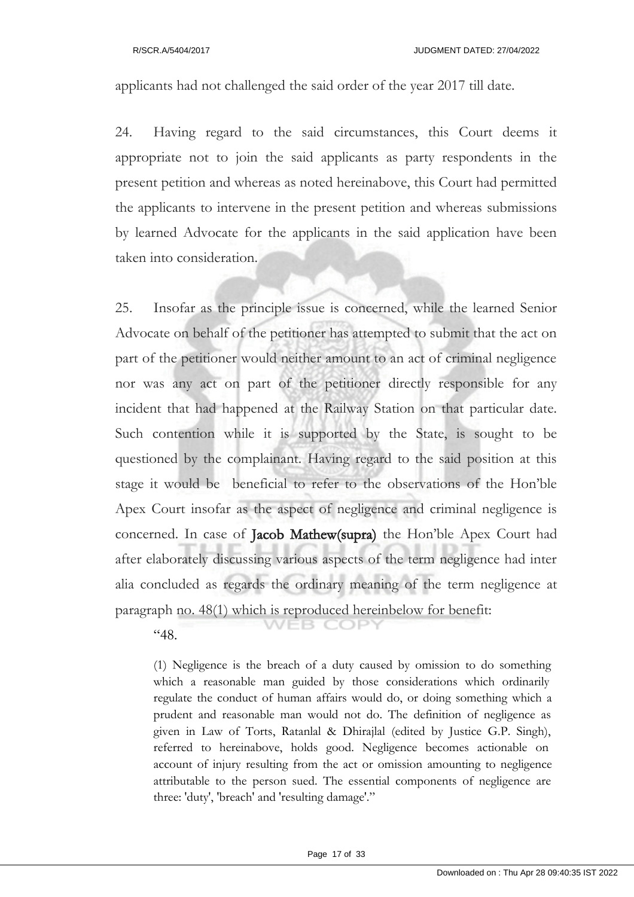applicants had not challenged the said order of the year 2017 till date.

24. Having regard to the said circumstances, this Court deems it appropriate not to join the said applicants as party respondents in the present petition and whereas as noted hereinabove, this Court had permitted the applicants to intervene in the present petition and whereas submissions by learned Advocate for the applicants in the said application have been taken into consideration.

25. Insofar as the principle issue is concerned, while the learned Senior Advocate on behalf of the petitioner has attempted to submit that the act on part of the petitioner would neither amount to an act of criminal negligence nor was any act on part of the petitioner directly responsible for any incident that had happened at the Railway Station on that particular date. Such contention while it is supported by the State, is sought to be questioned by the complainant. Having regard to the said position at this stage it would be beneficial to refer to the observations of the Hon'ble Apex Court insofar as the aspect of negligence and criminal negligence is concerned. In case of **Jacob Mathew(supra)** the Hon'ble Apex Court had after elaborately discussing various aspects of the term negligence had inter alia concluded as regards the ordinary meaning of the term negligence at paragraph no. 48(1) which is reproduced hereinbelow for benefit:

> "48.
>
> (1) Negligence is the breach of a duty caused by omission to do something which a reasonable man guided by those considerations which ordinarily regulate the conduct of human affairs would do, or doing something which a prudent and reasonable man would not do. The definition of negligence as given in Law of Torts, Ratanlal & Dhirajlal (edited by Justice G.P. Singh), referred to hereinabove, holds good. Negligence becomes actionable on account of injury resulting from the act or omission amounting to negligence attributable to the person sued. The essential components of negligence are three: 'duty', 'breach' and 'resulting damage'."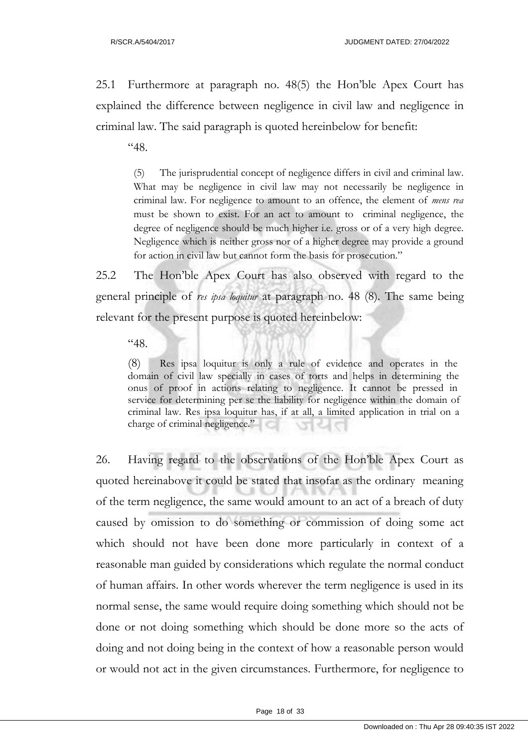25.1 Furthermore at paragraph no. 48(5) the Hon'ble Apex Court has explained the difference between negligence in civil law and negligence in criminal law. The said paragraph is quoted hereinbelow for benefit:

> "48.
>
> (5) The jurisprudential concept of negligence differs in civil and criminal law. What may be negligence in civil law may not necessarily be negligence in criminal law. For negligence to amount to an offence, the element of *mens rea* must be shown to exist. For an act to amount to criminal negligence, the degree of negligence should be much higher i.e. gross or of a very high degree. Negligence which is neither gross nor of a higher degree may provide a ground for action in civil law but cannot form the basis for prosecution."

25.2 The Hon'ble Apex Court has also observed with regard to the general principle of *res ipsa loquitur* at paragraph no. 48 (8). The same being relevant for the present purpose is quoted hereinbelow:

> "48.
>
> (8) Res ipsa loquitur is only a rule of evidence and operates in the domain of civil law specially in cases of torts and helps in determining the onus of proof in actions relating to negligence. It cannot be pressed in service for determining per se the liability for negligence within the domain of criminal law. Res ipsa loquitur has, if at all, a limited application in trial on a charge of criminal negligence."

26. Having regard to the observations of the Hon'ble Apex Court as quoted hereinabove it could be stated that insofar as the ordinary meaning of the term negligence, the same would amount to an act of a breach of duty caused by omission to do something or commission of doing some act which should not have been done more particularly in context of a reasonable man guided by considerations which regulate the normal conduct of human affairs. In other words wherever the term negligence is used in its normal sense, the same would require doing something which should not be done or not doing something which should be done more so the acts of doing and not doing being in the context of how a reasonable person would or would not act in the given circumstances. Furthermore, for negligence to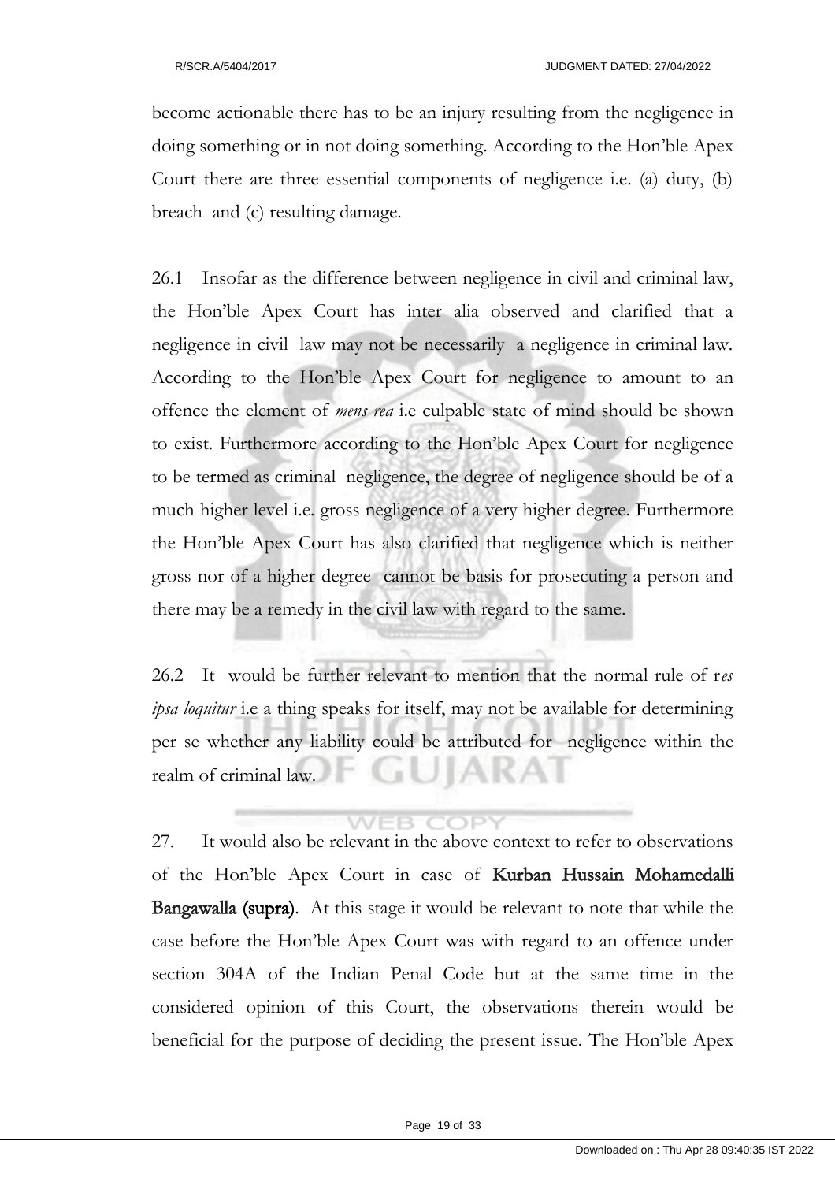become actionable there has to be an injury resulting from the negligence in doing something or in not doing something. According to the Hon'ble Apex Court there are three essential components of negligence i.e. (a) duty, (b) breach and (c) resulting damage.

26.1 Insofar as the difference between negligence in civil and criminal law, the Hon'ble Apex Court has inter alia observed and clarified that a negligence in civil law may not be necessarily a negligence in criminal law. According to the Hon'ble Apex Court for negligence to amount to an offence the element of *mens rea* i.e culpable state of mind should be shown to exist. Furthermore according to the Hon'ble Apex Court for negligence to be termed as criminal negligence, the degree of negligence should be of a much higher level i.e. gross negligence of a very higher degree. Furthermore the Hon'ble Apex Court has also clarified that negligence which is neither gross nor of a higher degree cannot be basis for prosecuting a person and there may be a remedy in the civil law with regard to the same.

26.2 It would be further relevant to mention that the normal rule of r*es ipsa loquitur* i.e a thing speaks for itself, may not be available for determining per se whether any liability could be attributed for negligence within the realm of criminal law.

27. It would also be relevant in the above context to refer to observations of the Hon'ble Apex Court in case of **Kurban Hussain Mohamedalli Bangawalla (supra)**. At this stage it would be relevant to note that while the case before the Hon'ble Apex Court was with regard to an offence under section 304A of the Indian Penal Code but at the same time in the considered opinion of this Court, the observations therein would be beneficial for the purpose of deciding the present issue. The Hon'ble Apex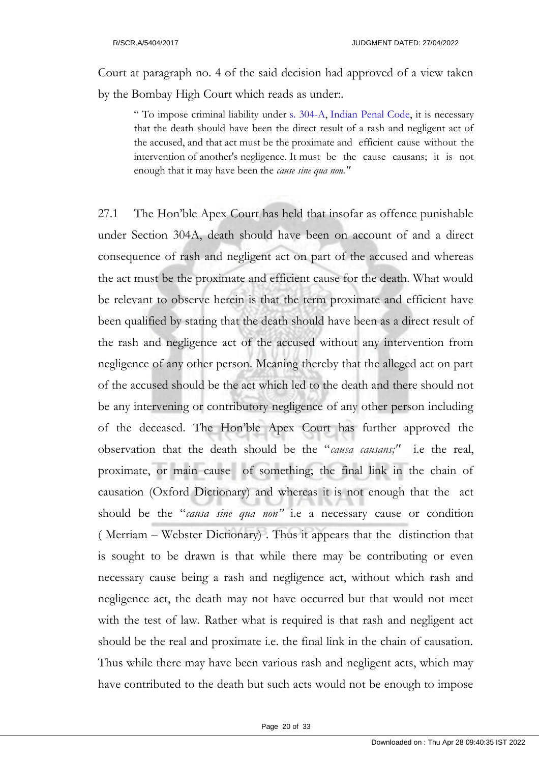Court at paragraph no. 4 of the said decision had approved of a view taken by the Bombay High Court which reads as under:.

> " To impose criminal liability under s. 304-A, Indian Penal Code, it is necessary that the death should have been the direct result of a rash and negligent act of the accused, and that act must be the proximate and efficient cause without the intervention of another's negligence. It must be the cause causans; it is not enough that it may have been the *cause sine qua non."*

27.1 The Hon'ble Apex Court has held that insofar as offence punishable under Section 304A, death should have been on account of and a direct consequence of rash and negligent act on part of the accused and whereas the act must be the proximate and efficient cause for the death. What would be relevant to observe herein is that the term proximate and efficient have been qualified by stating that the death should have been as a direct result of the rash and negligence act of the accused without any intervention from negligence of any other person. Meaning thereby that the alleged act on part of the accused should be the act which led to the death and there should not be any intervening or contributory negligence of any other person including of the deceased. The Hon'ble Apex Court has further approved the observation that the death should be the "*causa causans;*" i.e the real, proximate, or main cause of something; the final link in the chain of causation (Oxford Dictionary) and whereas it is not enough that the act should be the "*causa sine qua non"* i.e a necessary cause or condition ( Merriam – Webster Dictionary) . Thus it appears that the distinction that is sought to be drawn is that while there may be contributing or even necessary cause being a rash and negligence act, without which rash and negligence act, the death may not have occurred but that would not meet with the test of law. Rather what is required is that rash and negligent act should be the real and proximate i.e. the final link in the chain of causation. Thus while there may have been various rash and negligent acts, which may have contributed to the death but such acts would not be enough to impose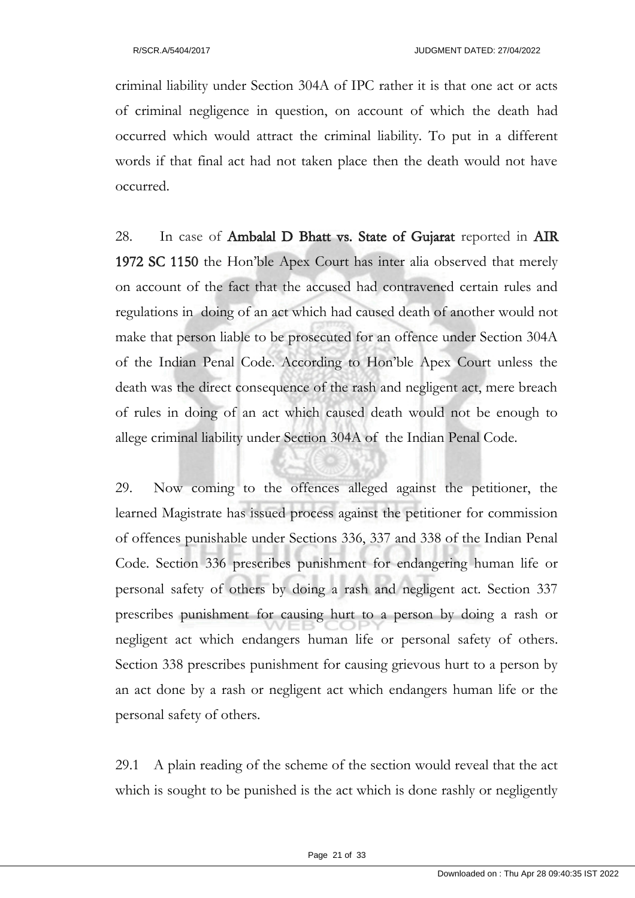criminal liability under Section 304A of IPC rather it is that one act or acts of criminal negligence in question, on account of which the death had occurred which would attract the criminal liability. To put in a different words if that final act had not taken place then the death would not have occurred.

28. In case of **Ambalal D Bhatt vs. State of Gujarat** reported in **AIR 1972 SC 1150** the Hon'ble Apex Court has inter alia observed that merely on account of the fact that the accused had contravened certain rules and regulations in doing of an act which had caused death of another would not make that person liable to be prosecuted for an offence under Section 304A of the Indian Penal Code. According to Hon'ble Apex Court unless the death was the direct consequence of the rash and negligent act, mere breach of rules in doing of an act which caused death would not be enough to allege criminal liability under Section 304A of the Indian Penal Code.

29. Now coming to the offences alleged against the petitioner, the learned Magistrate has issued process against the petitioner for commission of offences punishable under Sections 336, 337 and 338 of the Indian Penal Code. Section 336 prescribes punishment for endangering human life or personal safety of others by doing a rash and negligent act. Section 337 prescribes punishment for causing hurt to a person by doing a rash or negligent act which endangers human life or personal safety of others. Section 338 prescribes punishment for causing grievous hurt to a person by an act done by a rash or negligent act which endangers human life or the personal safety of others.

29.1 A plain reading of the scheme of the section would reveal that the act which is sought to be punished is the act which is done rashly or negligently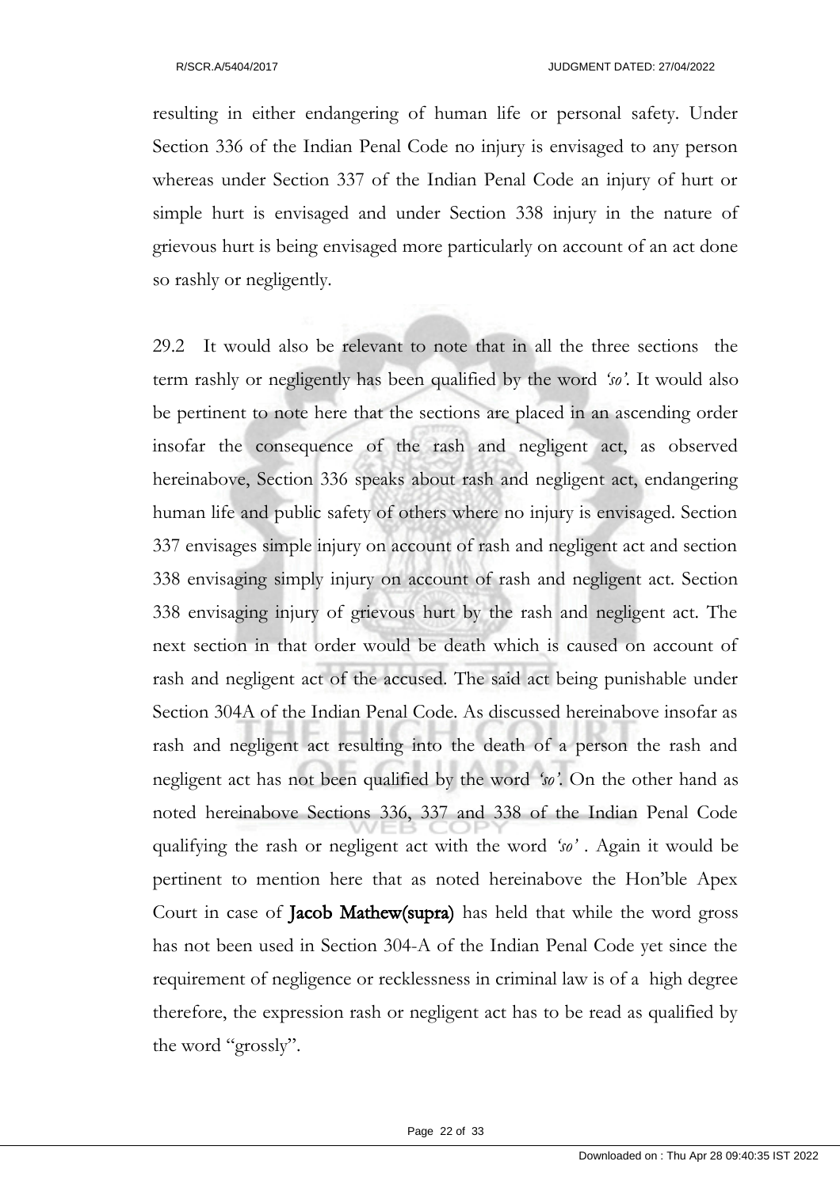resulting in either endangering of human life or personal safety. Under Section 336 of the Indian Penal Code no injury is envisaged to any person whereas under Section 337 of the Indian Penal Code an injury of hurt or simple hurt is envisaged and under Section 338 injury in the nature of grievous hurt is being envisaged more particularly on account of an act done so rashly or negligently.

29.2 It would also be relevant to note that in all the three sections the term rashly or negligently has been qualified by the word *'so'*. It would also be pertinent to note here that the sections are placed in an ascending order insofar the consequence of the rash and negligent act, as observed hereinabove, Section 336 speaks about rash and negligent act, endangering human life and public safety of others where no injury is envisaged. Section 337 envisages simple injury on account of rash and negligent act and section 338 envisaging simply injury on account of rash and negligent act. Section 338 envisaging injury of grievous hurt by the rash and negligent act. The next section in that order would be death which is caused on account of rash and negligent act of the accused. The said act being punishable under Section 304A of the Indian Penal Code. As discussed hereinabove insofar as rash and negligent act resulting into the death of a person the rash and negligent act has not been qualified by the word *'so'*. On the other hand as noted hereinabove Sections 336, 337 and 338 of the Indian Penal Code qualifying the rash or negligent act with the word *'so'* . Again it would be pertinent to mention here that as noted hereinabove the Hon'ble Apex Court in case of **Jacob Mathew(supra)** has held that while the word gross has not been used in Section 304-A of the Indian Penal Code yet since the requirement of negligence or recklessness in criminal law is of a high degree therefore, the expression rash or negligent act has to be read as qualified by the word "grossly".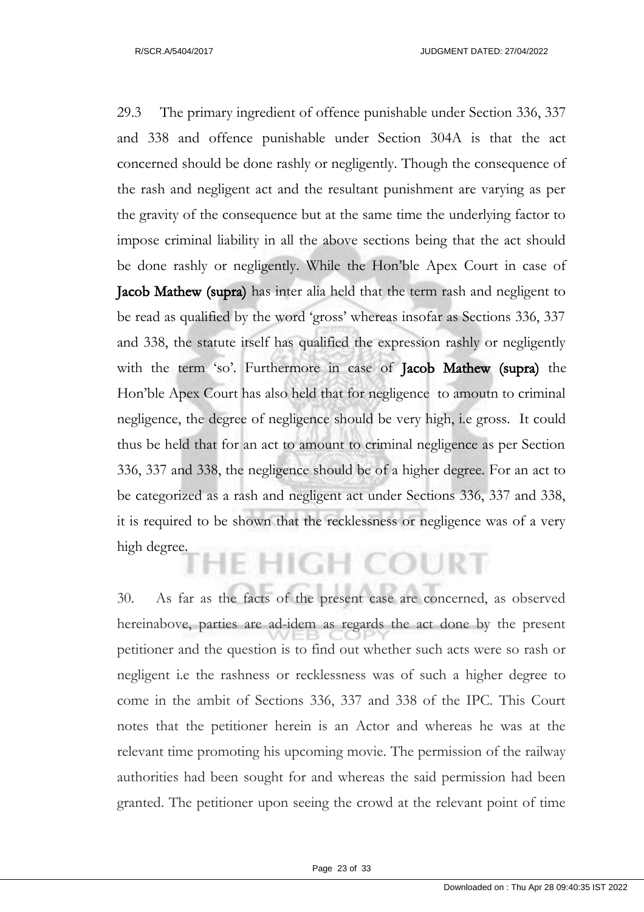29.3 The primary ingredient of offence punishable under Section 336, 337 and 338 and offence punishable under Section 304A is that the act concerned should be done rashly or negligently. Though the consequence of the rash and negligent act and the resultant punishment are varying as per the gravity of the consequence but at the same time the underlying factor to impose criminal liability in all the above sections being that the act should be done rashly or negligently. While the Hon'ble Apex Court in case of **Jacob Mathew (supra)** has inter alia held that the term rash and negligent to be read as qualified by the word 'gross' whereas insofar as Sections 336, 337 and 338, the statute itself has qualified the expression rashly or negligently with the term 'so'. Furthermore in case of **Jacob Mathew (supra)** the Hon'ble Apex Court has also held that for negligence to amoutn to criminal negligence, the degree of negligence should be very high, i.e gross. It could thus be held that for an act to amount to criminal negligence as per Section 336, 337 and 338, the negligence should be of a higher degree. For an act to be categorized as a rash and negligent act under Sections 336, 337 and 338, it is required to be shown that the recklessness or negligence was of a very high degree.

30. As far as the facts of the present case are concerned, as observed hereinabove, parties are ad-idem as regards the act done by the present petitioner and the question is to find out whether such acts were so rash or negligent i.e the rashness or recklessness was of such a higher degree to come in the ambit of Sections 336, 337 and 338 of the IPC. This Court notes that the petitioner herein is an Actor and whereas he was at the relevant time promoting his upcoming movie. The permission of the railway authorities had been sought for and whereas the said permission had been granted. The petitioner upon seeing the crowd at the relevant point of time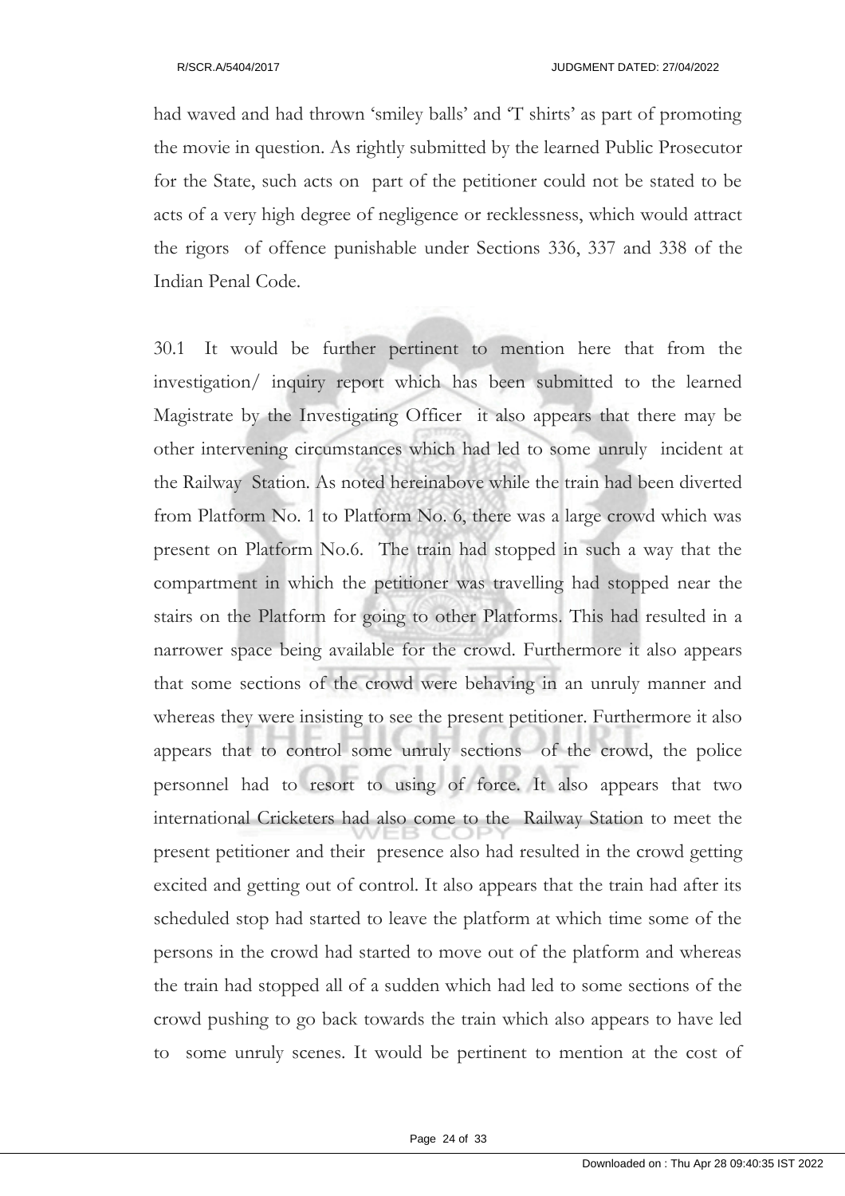had waved and had thrown 'smiley balls' and 'T shirts' as part of promoting the movie in question. As rightly submitted by the learned Public Prosecutor for the State, such acts on part of the petitioner could not be stated to be acts of a very high degree of negligence or recklessness, which would attract the rigors of offence punishable under Sections 336, 337 and 338 of the Indian Penal Code.

30.1 It would be further pertinent to mention here that from the investigation/ inquiry report which has been submitted to the learned Magistrate by the Investigating Officer it also appears that there may be other intervening circumstances which had led to some unruly incident at the Railway Station. As noted hereinabove while the train had been diverted from Platform No. 1 to Platform No. 6, there was a large crowd which was present on Platform No.6. The train had stopped in such a way that the compartment in which the petitioner was travelling had stopped near the stairs on the Platform for going to other Platforms. This had resulted in a narrower space being available for the crowd. Furthermore it also appears that some sections of the crowd were behaving in an unruly manner and whereas they were insisting to see the present petitioner. Furthermore it also appears that to control some unruly sections of the crowd, the police personnel had to resort to using of force. It also appears that two international Cricketers had also come to the Railway Station to meet the present petitioner and their presence also had resulted in the crowd getting excited and getting out of control. It also appears that the train had after its scheduled stop had started to leave the platform at which time some of the persons in the crowd had started to move out of the platform and whereas the train had stopped all of a sudden which had led to some sections of the crowd pushing to go back towards the train which also appears to have led to some unruly scenes. It would be pertinent to mention at the cost of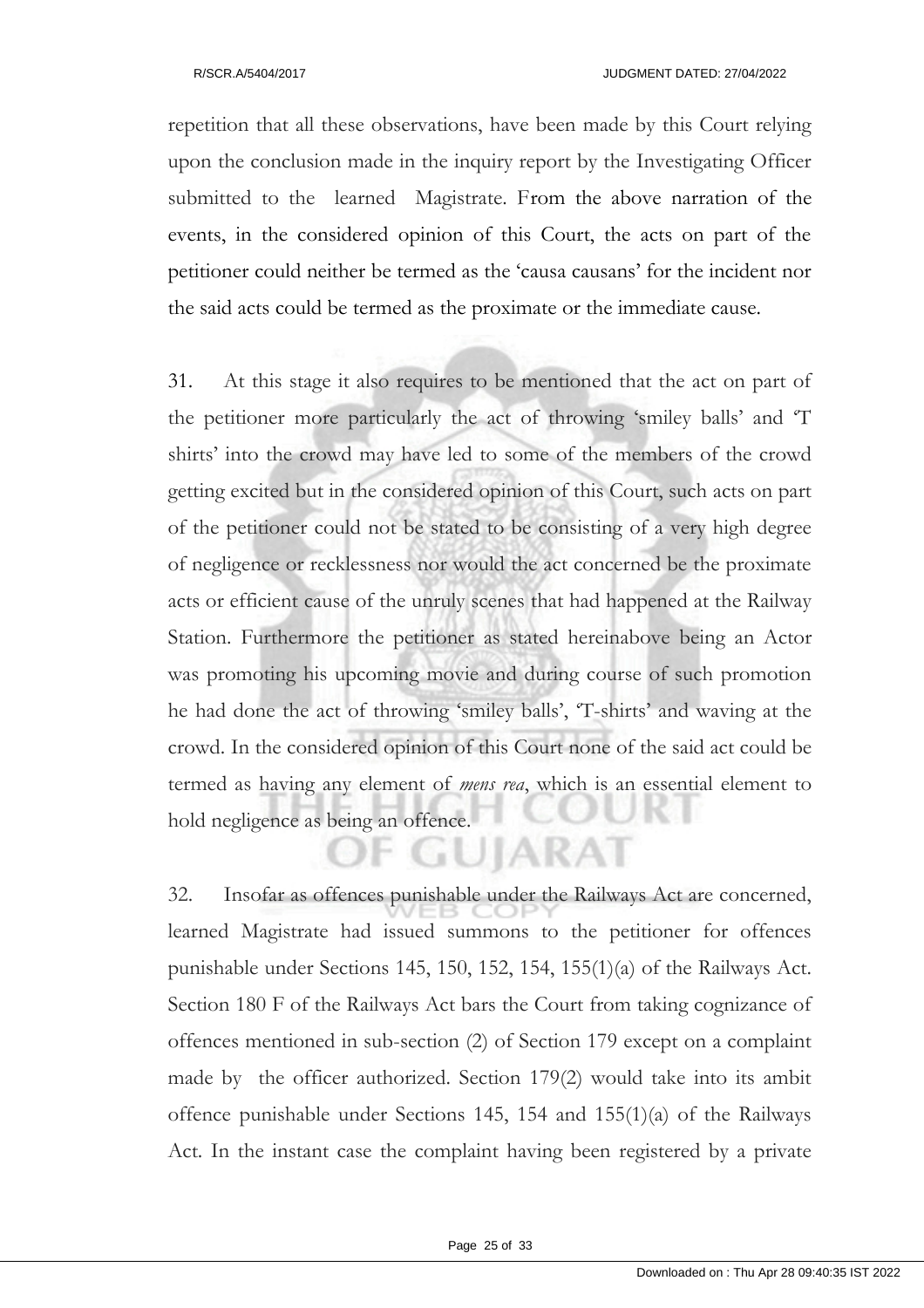repetition that all these observations, have been made by this Court relying upon the conclusion made in the inquiry report by the Investigating Officer submitted to the learned Magistrate. From the above narration of the events, in the considered opinion of this Court, the acts on part of the petitioner could neither be termed as the 'causa causans' for the incident nor the said acts could be termed as the proximate or the immediate cause.

31. At this stage it also requires to be mentioned that the act on part of the petitioner more particularly the act of throwing 'smiley balls' and 'T shirts' into the crowd may have led to some of the members of the crowd getting excited but in the considered opinion of this Court, such acts on part of the petitioner could not be stated to be consisting of a very high degree of negligence or recklessness nor would the act concerned be the proximate acts or efficient cause of the unruly scenes that had happened at the Railway Station. Furthermore the petitioner as stated hereinabove being an Actor was promoting his upcoming movie and during course of such promotion he had done the act of throwing 'smiley balls', 'T-shirts' and waving at the crowd. In the considered opinion of this Court none of the said act could be termed as having any element of *mens rea*, which is an essential element to hold negligence as being an offence.

32. Insofar as offences punishable under the Railways Act are concerned, learned Magistrate had issued summons to the petitioner for offences punishable under Sections 145, 150, 152, 154, 155(1)(a) of the Railways Act. Section 180 F of the Railways Act bars the Court from taking cognizance of offences mentioned in sub-section (2) of Section 179 except on a complaint made by the officer authorized. Section 179(2) would take into its ambit offence punishable under Sections 145, 154 and 155(1)(a) of the Railways Act. In the instant case the complaint having been registered by a private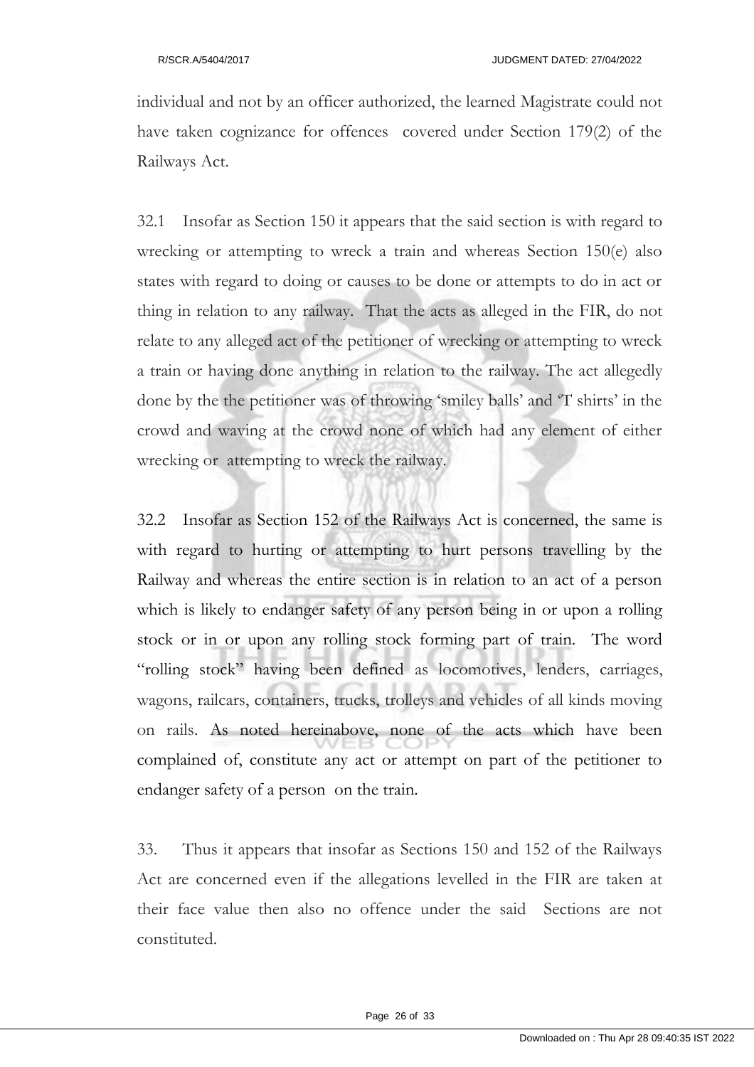individual and not by an officer authorized, the learned Magistrate could not have taken cognizance for offences covered under Section 179(2) of the Railways Act.

32.1 Insofar as Section 150 it appears that the said section is with regard to wrecking or attempting to wreck a train and whereas Section 150(e) also states with regard to doing or causes to be done or attempts to do in act or thing in relation to any railway. That the acts as alleged in the FIR, do not relate to any alleged act of the petitioner of wrecking or attempting to wreck a train or having done anything in relation to the railway. The act allegedly done by the the petitioner was of throwing 'smiley balls' and 'T shirts' in the crowd and waving at the crowd none of which had any element of either wrecking or attempting to wreck the railway.

32.2 Insofar as Section 152 of the Railways Act is concerned, the same is with regard to hurting or attempting to hurt persons travelling by the Railway and whereas the entire section is in relation to an act of a person which is likely to endanger safety of any person being in or upon a rolling stock or in or upon any rolling stock forming part of train. The word "rolling stock" having been defined as locomotives, lenders, carriages, wagons, railcars, containers, trucks, trolleys and vehicles of all kinds moving on rails. As noted hereinabove, none of the acts which have been complained of, constitute any act or attempt on part of the petitioner to endanger safety of a person on the train.

33. Thus it appears that insofar as Sections 150 and 152 of the Railways Act are concerned even if the allegations levelled in the FIR are taken at their face value then also no offence under the said Sections are not constituted.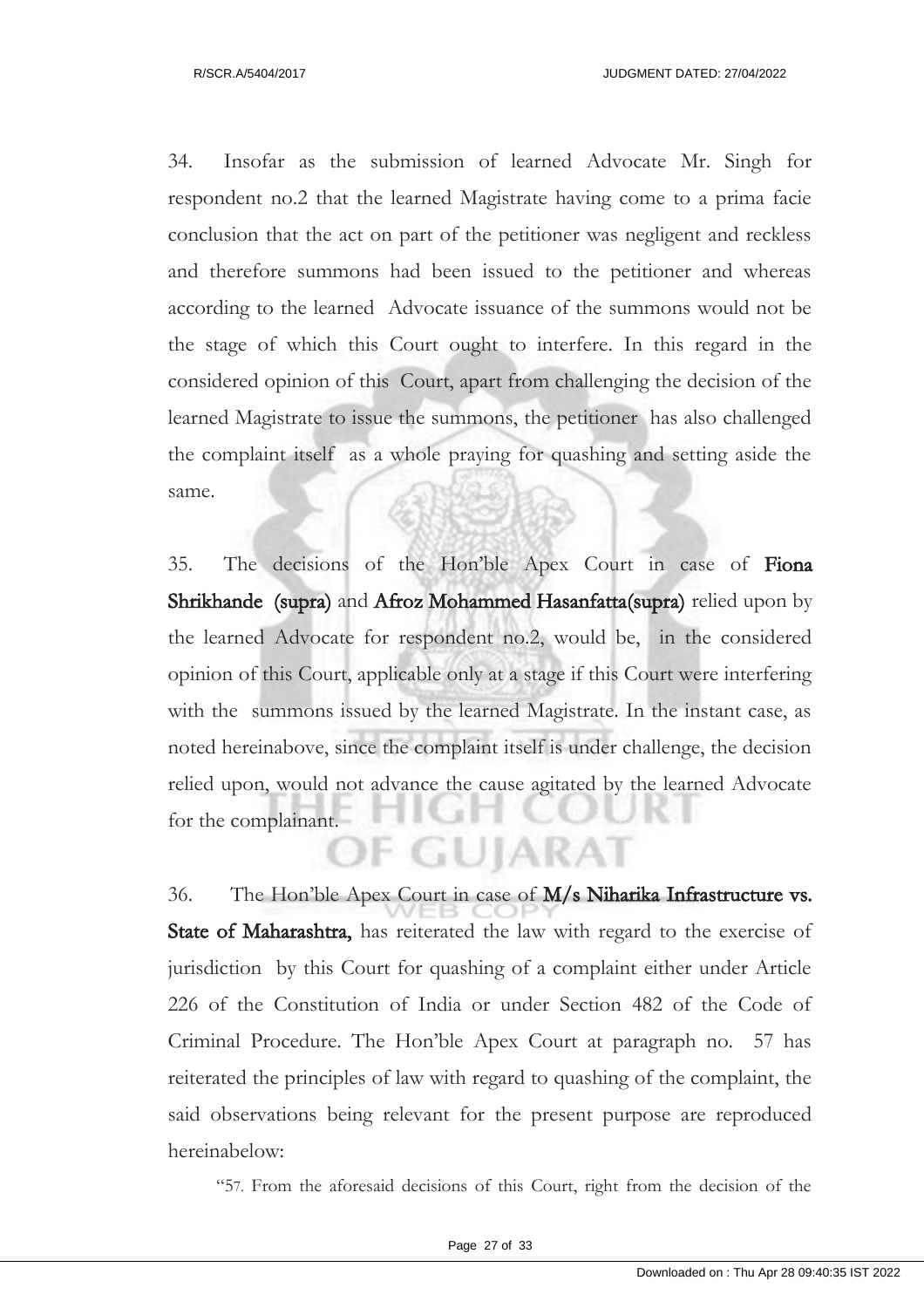34. Insofar as the submission of learned Advocate Mr. Singh for respondent no.2 that the learned Magistrate having come to a prima facie conclusion that the act on part of the petitioner was negligent and reckless and therefore summons had been issued to the petitioner and whereas according to the learned Advocate issuance of the summons would not be the stage of which this Court ought to interfere. In this regard in the considered opinion of this Court, apart from challenging the decision of the learned Magistrate to issue the summons, the petitioner has also challenged the complaint itself as a whole praying for quashing and setting aside the same.

35. The decisions of the Hon'ble Apex Court in case of **Fiona Shrikhande (supra)** and **Afroz Mohammed Hasanfatta(supra)** relied upon by the learned Advocate for respondent no.2, would be, in the considered opinion of this Court, applicable only at a stage if this Court were interfering with the summons issued by the learned Magistrate. In the instant case, as noted hereinabove, since the complaint itself is under challenge, the decision relied upon, would not advance the cause agitated by the learned Advocate for the complainant.

36. The Hon'ble Apex Court in case of **M/s Niharika Infrastructure vs. State of Maharashtra,** has reiterated the law with regard to the exercise of jurisdiction by this Court for quashing of a complaint either under Article 226 of the Constitution of India or under Section 482 of the Code of Criminal Procedure. The Hon'ble Apex Court at paragraph no. 57 has reiterated the principles of law with regard to quashing of the complaint, the said observations being relevant for the present purpose are reproduced hereinabelow:

> "57. From the aforesaid decisions of this Court, right from the decision of the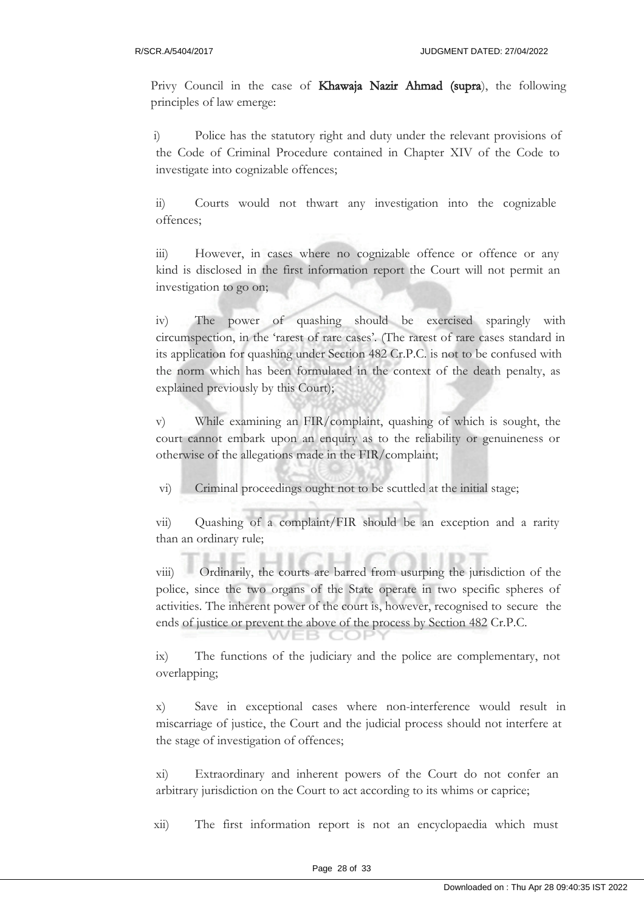Privy Council in the case of **Khawaja Nazir Ahmad (supra**), the following principles of law emerge:

i) Police has the statutory right and duty under the relevant provisions of the Code of Criminal Procedure contained in Chapter XIV of the Code to investigate into cognizable offences;

ii) Courts would not thwart any investigation into the cognizable offences;

iii) However, in cases where no cognizable offence or offence or any kind is disclosed in the first information report the Court will not permit an investigation to go on;

iv) The power of quashing should be exercised sparingly with circumspection, in the 'rarest of rare cases'. (The rarest of rare cases standard in its application for quashing under Section 482 Cr.P.C. is not to be confused with the norm which has been formulated in the context of the death penalty, as explained previously by this Court);

v) While examining an FIR/complaint, quashing of which is sought, the court cannot embark upon an enquiry as to the reliability or genuineness or otherwise of the allegations made in the FIR/complaint;

vi) Criminal proceedings ought not to be scuttled at the initial stage;

vii) Quashing of a complaint/FIR should be an exception and a rarity than an ordinary rule;

viii) Ordinarily, the courts are barred from usurping the jurisdiction of the police, since the two organs of the State operate in two specific spheres of activities. The inherent power of the court is, however, recognised to secure the ends of justice or prevent the above of the process by Section 482 Cr.P.C.

ix) The functions of the judiciary and the police are complementary, not overlapping;

x) Save in exceptional cases where non-interference would result in miscarriage of justice, the Court and the judicial process should not interfere at the stage of investigation of offences;

xi) Extraordinary and inherent powers of the Court do not confer an arbitrary jurisdiction on the Court to act according to its whims or caprice;

xii) The first information report is not an encyclopaedia which must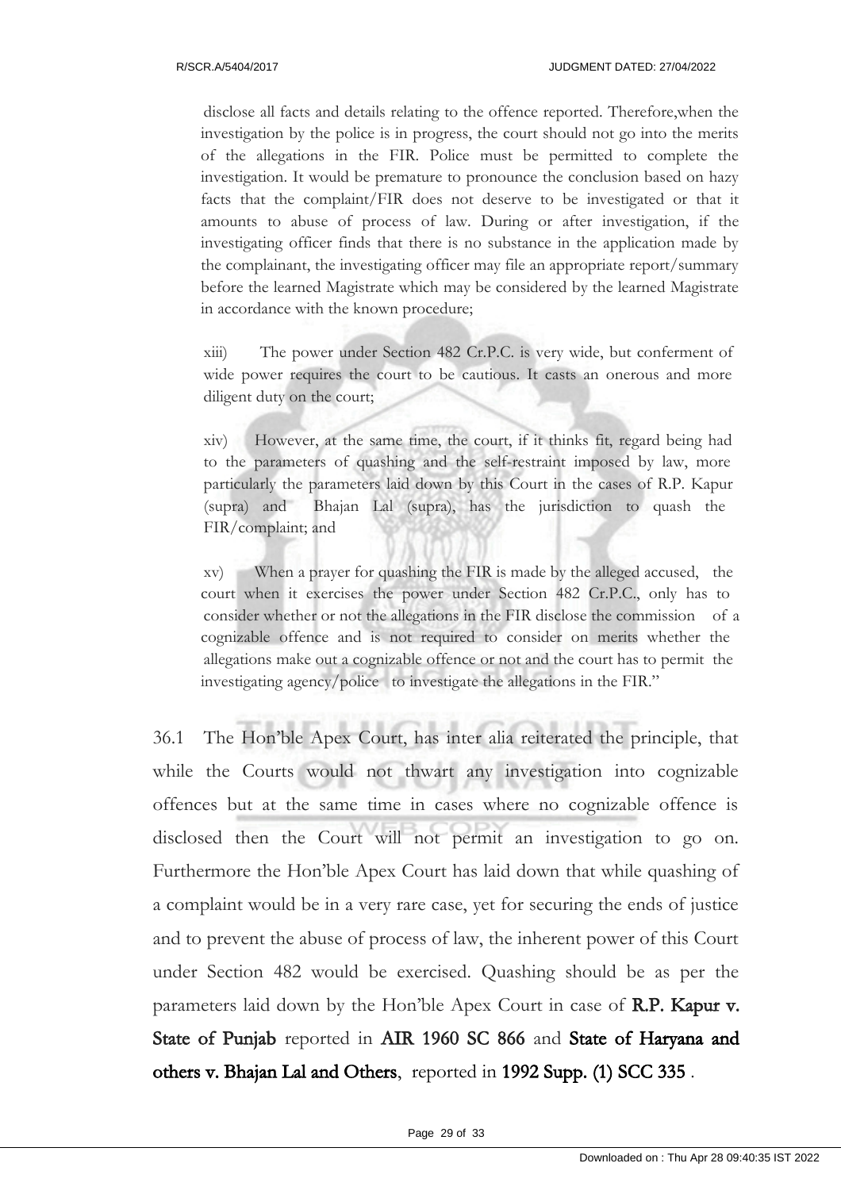disclose all facts and details relating to the offence reported. Therefore,when the investigation by the police is in progress, the court should not go into the merits of the allegations in the FIR. Police must be permitted to complete the investigation. It would be premature to pronounce the conclusion based on hazy facts that the complaint/FIR does not deserve to be investigated or that it amounts to abuse of process of law. During or after investigation, if the investigating officer finds that there is no substance in the application made by the complainant, the investigating officer may file an appropriate report/summary before the learned Magistrate which may be considered by the learned Magistrate in accordance with the known procedure;

> xiii) The power under Section 482 Cr.P.C. is very wide, but conferment of wide power requires the court to be cautious. It casts an onerous and more diligent duty on the court;
>
> xiv) However, at the same time, the court, if it thinks fit, regard being had to the parameters of quashing and the self-restraint imposed by law, more particularly the parameters laid down by this Court in the cases of R.P. Kapur (supra) and Bhajan Lal (supra), has the jurisdiction to quash the FIR/complaint; and
>
> xv) When a prayer for quashing the FIR is made by the alleged accused, the court when it exercises the power under Section 482 Cr.P.C., only has to consider whether or not the allegations in the FIR disclose the commission of a cognizable offence and is not required to consider on merits whether the allegations make out a cognizable offence or not and the court has to permit the investigating agency/police to investigate the allegations in the FIR."

36.1 The Hon'ble Apex Court, has inter alia reiterated the principle, that while the Courts would not thwart any investigation into cognizable offences but at the same time in cases where no cognizable offence is disclosed then the Court will not permit an investigation to go on. Furthermore the Hon'ble Apex Court has laid down that while quashing of a complaint would be in a very rare case, yet for securing the ends of justice and to prevent the abuse of process of law, the inherent power of this Court under Section 482 would be exercised. Quashing should be as per the parameters laid down by the Hon'ble Apex Court in case of **R.P. Kapur v. State of Punjab** reported in **AIR 1960 SC 866** and **State of Haryana and others v. Bhajan Lal and Others**, reported in **1992 Supp. (1) SCC 335** .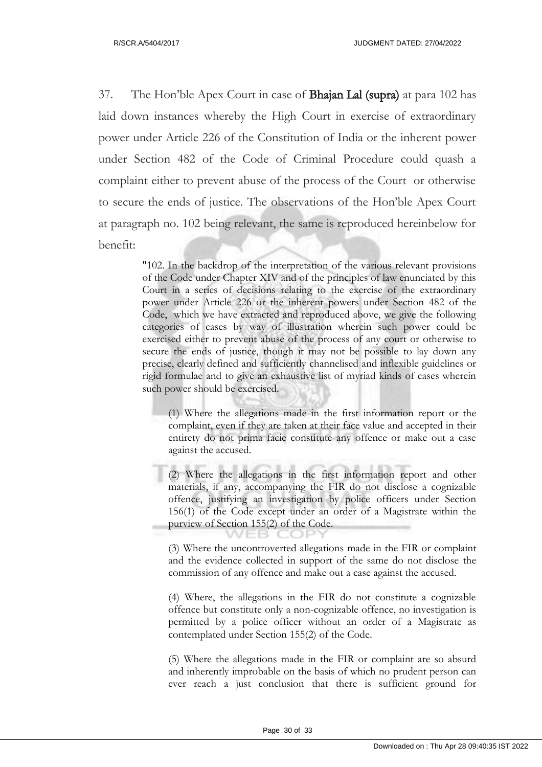37. The Hon'ble Apex Court in case of **Bhajan Lal (supra)** at para 102 has laid down instances whereby the High Court in exercise of extraordinary power under Article 226 of the Constitution of India or the inherent power under Section 482 of the Code of Criminal Procedure could quash a complaint either to prevent abuse of the process of the Court or otherwise to secure the ends of justice. The observations of the Hon'ble Apex Court at paragraph no. 102 being relevant, the same is reproduced hereinbelow for benefit:

> "102. In the backdrop of the interpretation of the various relevant provisions of the Code under Chapter XIV and of the principles of law enunciated by this Court in a series of decisions relating to the exercise of the extraordinary power under Article 226 or the inherent powers under Section 482 of the Code, which we have extracted and reproduced above, we give the following categories of cases by way of illustration wherein such power could be exercised either to prevent abuse of the process of any court or otherwise to secure the ends of justice, though it may not be possible to lay down any precise, clearly defined and sufficiently channelised and inflexible guidelines or rigid formulae and to give an exhaustive list of myriad kinds of cases wherein such power should be exercised.
>
> (1) Where the allegations made in the first information report or the complaint, even if they are taken at their face value and accepted in their entirety do not prima facie constitute any offence or make out a case against the accused.
>
> (2) Where the allegations in the first information report and other materials, if any, accompanying the FIR do not disclose a cognizable offence, justifying an investigation by police officers under Section 156(1) of the Code except under an order of a Magistrate within the purview of Section 155(2) of the Code.
>
> (3) Where the uncontroverted allegations made in the FIR or complaint and the evidence collected in support of the same do not disclose the commission of any offence and make out a case against the accused.
>
> (4) Where, the allegations in the FIR do not constitute a cognizable offence but constitute only a non-cognizable offence, no investigation is permitted by a police officer without an order of a Magistrate as contemplated under Section 155(2) of the Code.
>
> (5) Where the allegations made in the FIR or complaint are so absurd and inherently improbable on the basis of which no prudent person can ever reach a just conclusion that there is sufficient ground for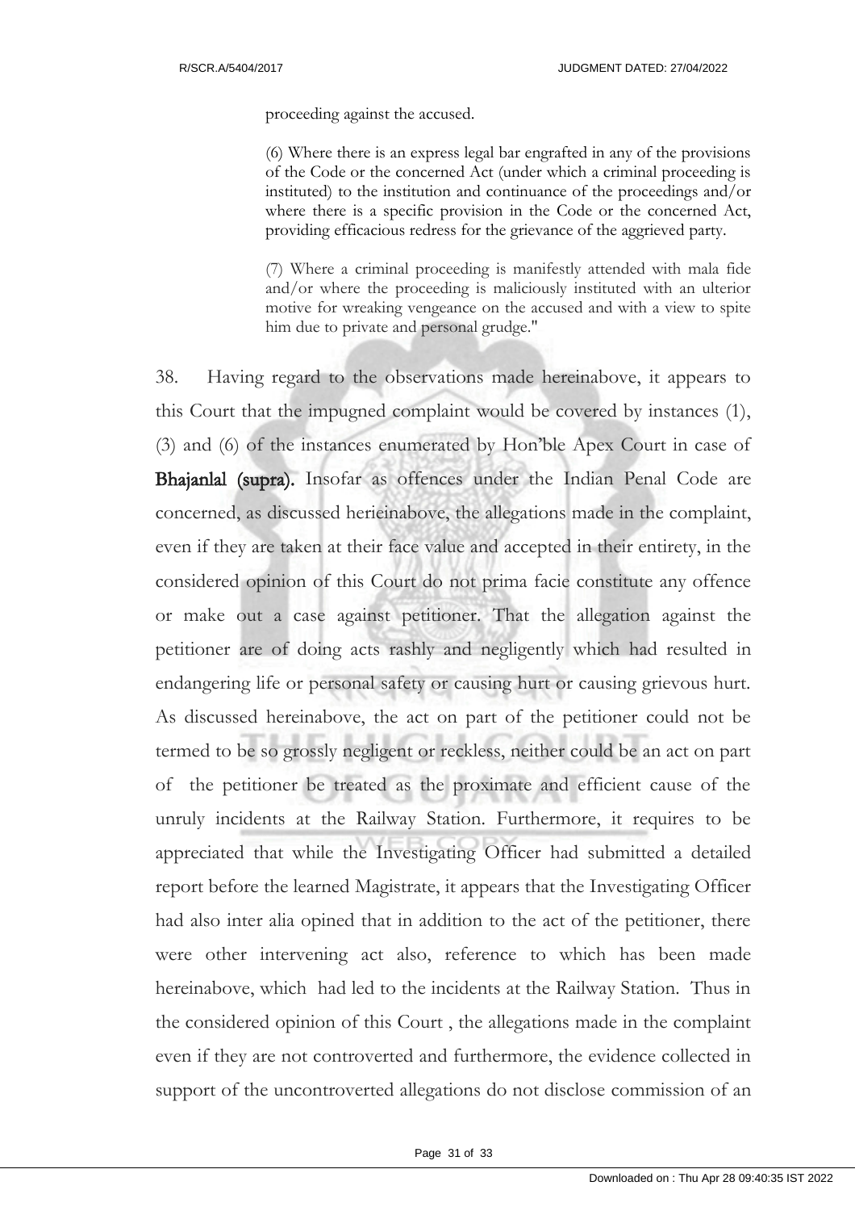proceeding against the accused.

> (6) Where there is an express legal bar engrafted in any of the provisions of the Code or the concerned Act (under which a criminal proceeding is instituted) to the institution and continuance of the proceedings and/or where there is a specific provision in the Code or the concerned Act, providing efficacious redress for the grievance of the aggrieved party.
>
> (7) Where a criminal proceeding is manifestly attended with mala fide and/or where the proceeding is maliciously instituted with an ulterior motive for wreaking vengeance on the accused and with a view to spite him due to private and personal grudge."

38. Having regard to the observations made hereinabove, it appears to this Court that the impugned complaint would be covered by instances (1), (3) and (6) of the instances enumerated by Hon'ble Apex Court in case of **Bhajanlal (supra).** Insofar as offences under the Indian Penal Code are concerned, as discussed herieinabove, the allegations made in the complaint, even if they are taken at their face value and accepted in their entirety, in the considered opinion of this Court do not prima facie constitute any offence or make out a case against petitioner. That the allegation against the petitioner are of doing acts rashly and negligently which had resulted in endangering life or personal safety or causing hurt or causing grievous hurt. As discussed hereinabove, the act on part of the petitioner could not be termed to be so grossly negligent or reckless, neither could be an act on part of the petitioner be treated as the proximate and efficient cause of the unruly incidents at the Railway Station. Furthermore, it requires to be appreciated that while the Investigating Officer had submitted a detailed report before the learned Magistrate, it appears that the Investigating Officer had also inter alia opined that in addition to the act of the petitioner, there were other intervening act also, reference to which has been made hereinabove, which had led to the incidents at the Railway Station. Thus in the considered opinion of this Court , the allegations made in the complaint even if they are not controverted and furthermore, the evidence collected in support of the uncontroverted allegations do not disclose commission of an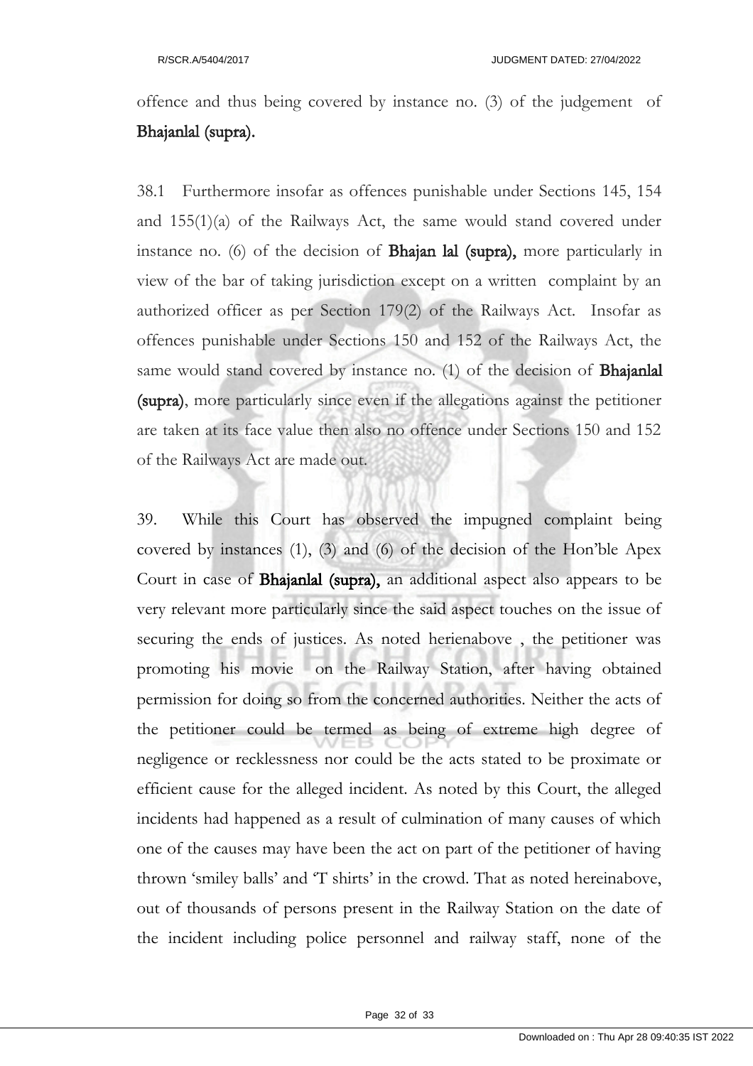offence and thus being covered by instance no. (3) of the judgement of **Bhajanlal (supra).**

38.1 Furthermore insofar as offences punishable under Sections 145, 154 and 155(1)(a) of the Railways Act, the same would stand covered under instance no. (6) of the decision of **Bhajan lal (supra),** more particularly in view of the bar of taking jurisdiction except on a written complaint by an authorized officer as per Section 179(2) of the Railways Act. Insofar as offences punishable under Sections 150 and 152 of the Railways Act, the same would stand covered by instance no. (1) of the decision of **Bhajanlal (supra)**, more particularly since even if the allegations against the petitioner are taken at its face value then also no offence under Sections 150 and 152 of the Railways Act are made out.

39. While this Court has observed the impugned complaint being covered by instances (1), (3) and (6) of the decision of the Hon'ble Apex Court in case of **Bhajanlal (supra),** an additional aspect also appears to be very relevant more particularly since the said aspect touches on the issue of securing the ends of justices. As noted herienabove , the petitioner was promoting his movie on the Railway Station, after having obtained permission for doing so from the concerned authorities. Neither the acts of the petitioner could be termed as being of extreme high degree of negligence or recklessness nor could be the acts stated to be proximate or efficient cause for the alleged incident. As noted by this Court, the alleged incidents had happened as a result of culmination of many causes of which one of the causes may have been the act on part of the petitioner of having thrown 'smiley balls' and 'T shirts' in the crowd. That as noted hereinabove, out of thousands of persons present in the Railway Station on the date of the incident including police personnel and railway staff, none of the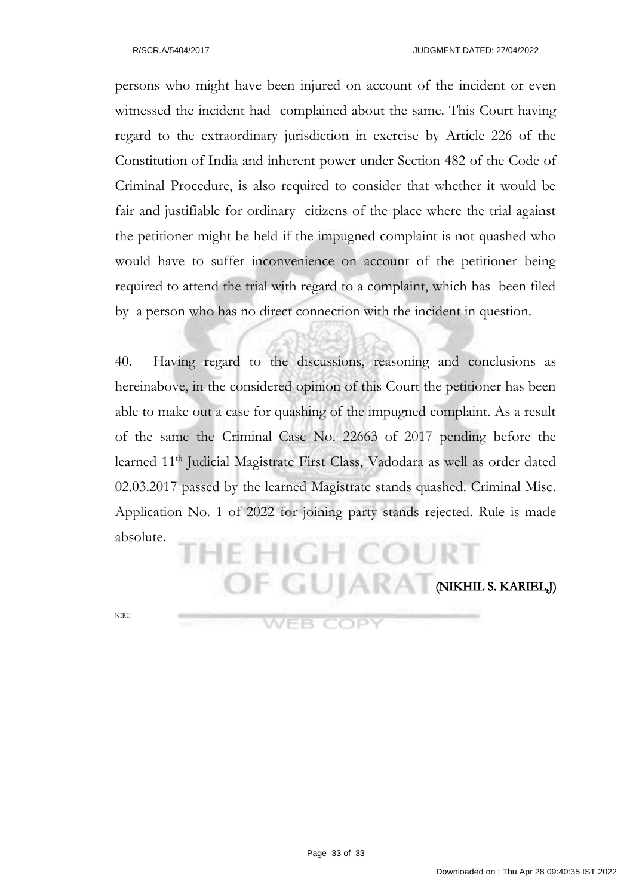persons who might have been injured on account of the incident or even witnessed the incident had complained about the same. This Court having regard to the extraordinary jurisdiction in exercise by Article 226 of the Constitution of India and inherent power under Section 482 of the Code of Criminal Procedure, is also required to consider that whether it would be fair and justifiable for ordinary citizens of the place where the trial against the petitioner might be held if the impugned complaint is not quashed who would have to suffer inconvenience on account of the petitioner being required to attend the trial with regard to a complaint, which has been filed by a person who has no direct connection with the incident in question.

40. Having regard to the discussions, reasoning and conclusions as hereinabove, in the considered opinion of this Court the petitioner has been able to make out a case for quashing of the impugned complaint. As a result of the same the Criminal Case No. 22663 of 2017 pending before the learned 11th Judicial Magistrate First Class, Vadodara as well as order dated 02.03.2017 passed by the learned Magistrate stands quashed. Criminal Misc. Application No. 1 of 2022 for joining party stands rejected. Rule is made absolute.

(NIKHIL S. KARIEL,J)

NIRU